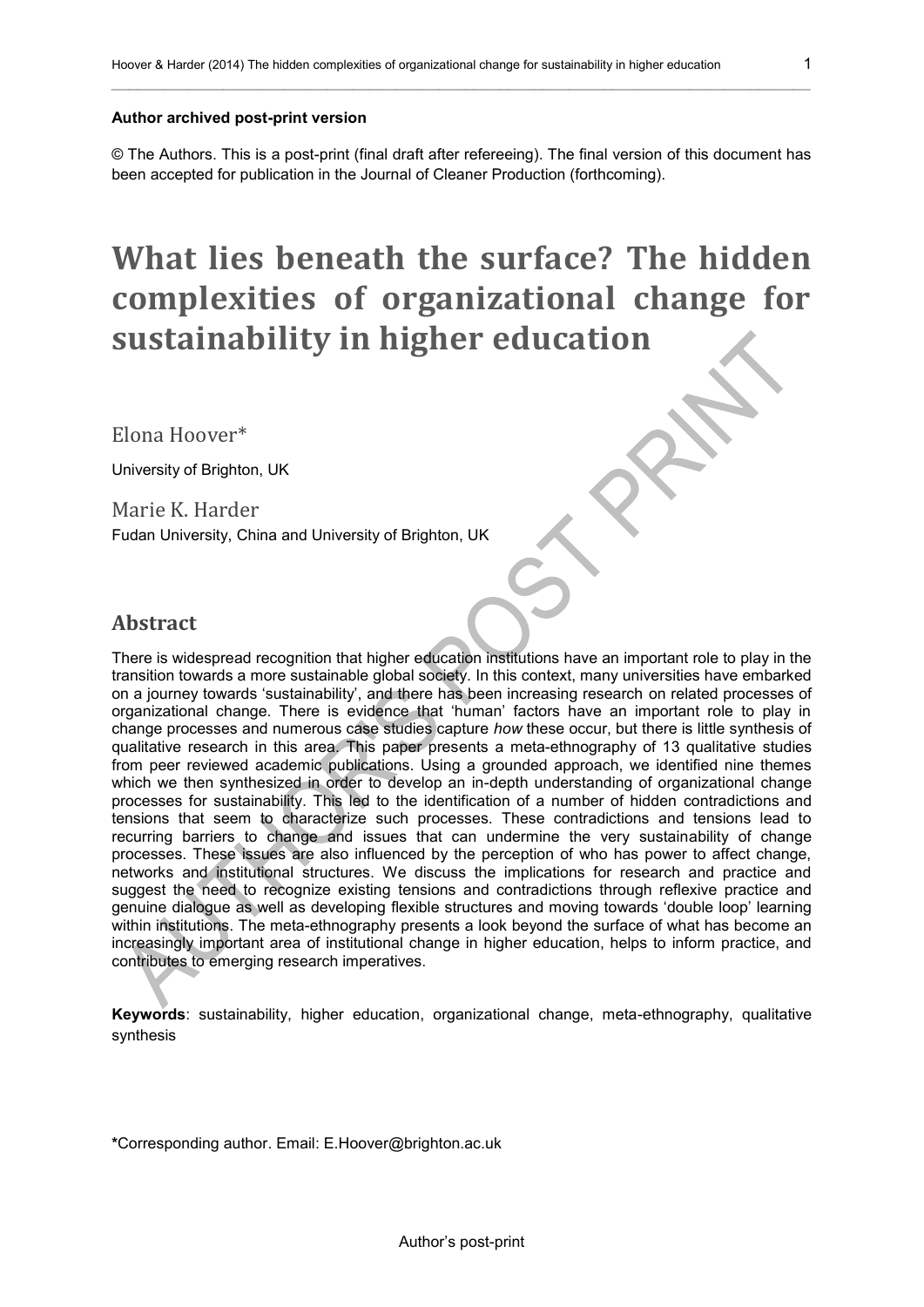**Author archived post-print version**

© The Authors. This is a post-print (final draft after refereeing). The final version of this document has been accepted for publication in the Journal of Cleaner Production (forthcoming).

# What lies beneath the surface? The hidden complexities of organizational change for sustainability in higher education

Elona Hoover*

University of Brighton, UK

Marie K. Harder

Fudan University, China and University of Brighton, UK

## Abstract

There is widespread recognition that higher education institutions have an important role to play in the transition towards a more sustainable global society. In this context, many universities have embarked on a journey towards 'sustainability', and there has been increasing research on related processes of organizational change. There is evidence that 'human' factors have an important role to play in change processes and numerous case studies capture *how* these occur, but there is little synthesis of qualitative research in this area. This paper presents a meta-ethnography of 13 qualitative studies from peer reviewed academic publications. Using a grounded approach, we identified nine themes which we then synthesized in order to develop an in-depth understanding of organizational change processes for sustainability. This led to the identification of a number of hidden contradictions and tensions that seem to characterize such processes. These contradictions and tensions lead to recurring barriers to change and issues that can undermine the very sustainability of change processes. These issues are also influenced by the perception of who has power to affect change, networks and institutional structures. We discuss the implications for research and practice and suggest the need to recognize existing tensions and contradictions through reflexive practice and genuine dialogue as well as developing flexible structures and moving towards 'double loop' learning within institutions. The meta-ethnography presents a look beyond the surface of what has become an increasingly important area of institutional change in higher education, helps to inform practice, and contributes to emerging research imperatives.

**Keywords**: sustainability, higher education, organizational change, meta-ethnography, qualitative synthesis

**\***Corresponding author. Email: E.Hoover@brighton.ac.uk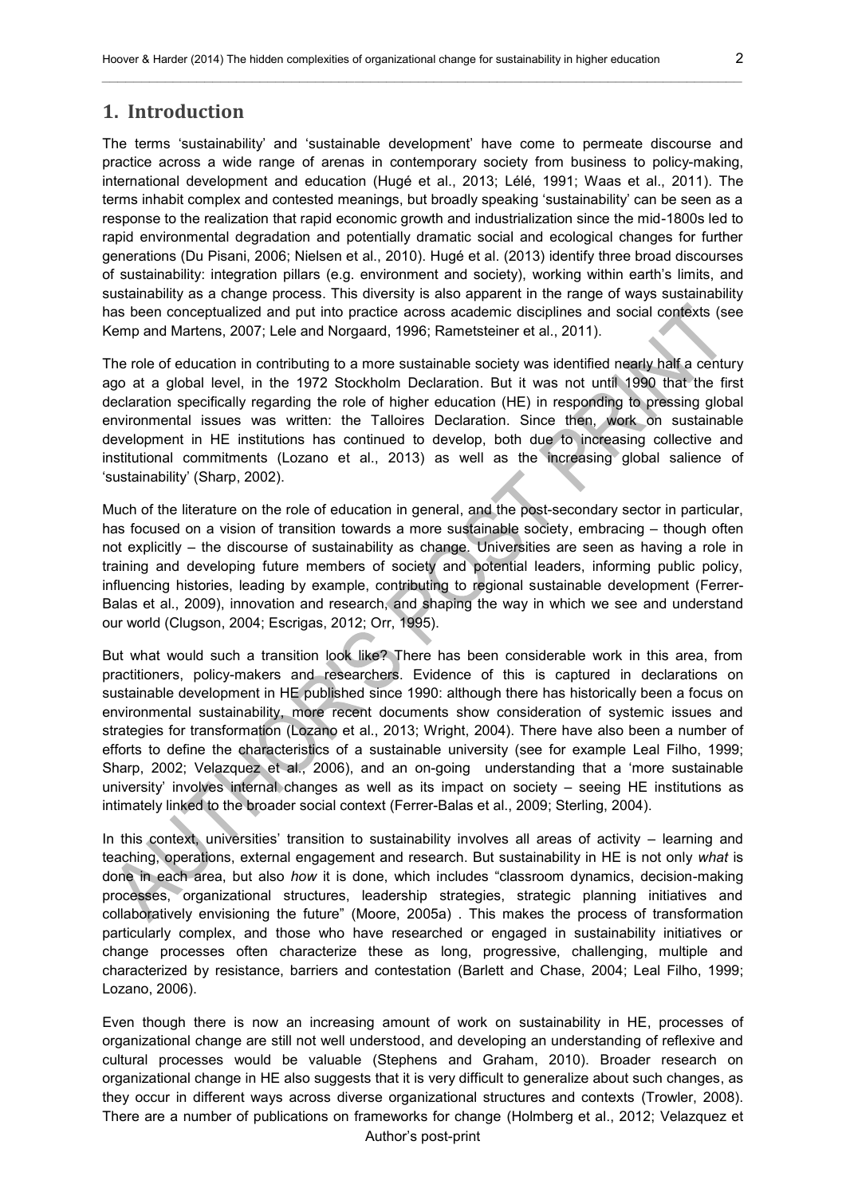# 1. Introduction

The terms 'sustainability' and 'sustainable development' have come to permeate discourse and practice across a wide range of arenas in contemporary society from business to policy-making, international development and education (Hugé et al., 2013; Lélé, 1991; Waas et al., 2011). The terms inhabit complex and contested meanings, but broadly speaking 'sustainability' can be seen as a response to the realization that rapid economic growth and industrialization since the mid-1800s led to rapid environmental degradation and potentially dramatic social and ecological changes for further generations (Du Pisani, 2006; Nielsen et al., 2010). Hugé et al. (2013) identify three broad discourses of sustainability: integration pillars (e.g. environment and society), working within earth's limits, and sustainability as a change process. This diversity is also apparent in the range of ways sustainability has been conceptualized and put into practice across academic disciplines and social contexts (see Kemp and Martens, 2007; Lele and Norgaard, 1996; Rametsteiner et al., 2011).

The role of education in contributing to a more sustainable society was identified nearly half a century ago at a global level, in the 1972 Stockholm Declaration. But it was not until 1990 that the first declaration specifically regarding the role of higher education (HE) in responding to pressing global environmental issues was written: the Talloires Declaration. Since then, work on sustainable development in HE institutions has continued to develop, both due to increasing collective and institutional commitments (Lozano et al., 2013) as well as the increasing global salience of 'sustainability' (Sharp, 2002).

Much of the literature on the role of education in general, and the post-secondary sector in particular, has focused on a vision of transition towards a more sustainable society, embracing – though often not explicitly – the discourse of sustainability as change. Universities are seen as having a role in training and developing future members of society and potential leaders, informing public policy, influencing histories, leading by example, contributing to regional sustainable development (Ferrer-Balas et al., 2009), innovation and research, and shaping the way in which we see and understand our world (Clugson, 2004; Escrigas, 2012; Orr, 1995).

But what would such a transition look like? There has been considerable work in this area, from practitioners, policy-makers and researchers. Evidence of this is captured in declarations on sustainable development in HE published since 1990: although there has historically been a focus on environmental sustainability, more recent documents show consideration of systemic issues and strategies for transformation (Lozano et al., 2013; Wright, 2004). There have also been a number of efforts to define the characteristics of a sustainable university (see for example Leal Filho, 1999; Sharp, 2002; Velazquez et al., 2006), and an on-going understanding that a 'more sustainable university' involves internal changes as well as its impact on society – seeing HE institutions as intimately linked to the broader social context (Ferrer-Balas et al., 2009; Sterling, 2004).

In this context, universities' transition to sustainability involves all areas of activity – learning and teaching, operations, external engagement and research. But sustainability in HE is not only *what* is done in each area, but also *how* it is done, which includes "classroom dynamics, decision-making processes, organizational structures, leadership strategies, strategic planning initiatives and collaboratively envisioning the future" (Moore, 2005a) . This makes the process of transformation particularly complex, and those who have researched or engaged in sustainability initiatives or change processes often characterize these as long, progressive, challenging, multiple and characterized by resistance, barriers and contestation (Barlett and Chase, 2004; Leal Filho, 1999; Lozano, 2006).

Even though there is now an increasing amount of work on sustainability in HE, processes of organizational change are still not well understood, and developing an understanding of reflexive and cultural processes would be valuable (Stephens and Graham, 2010). Broader research on organizational change in HE also suggests that it is very difficult to generalize about such changes, as they occur in different ways across diverse organizational structures and contexts (Trowler, 2008). There are a number of publications on frameworks for change (Holmberg et al., 2012; Velazquez et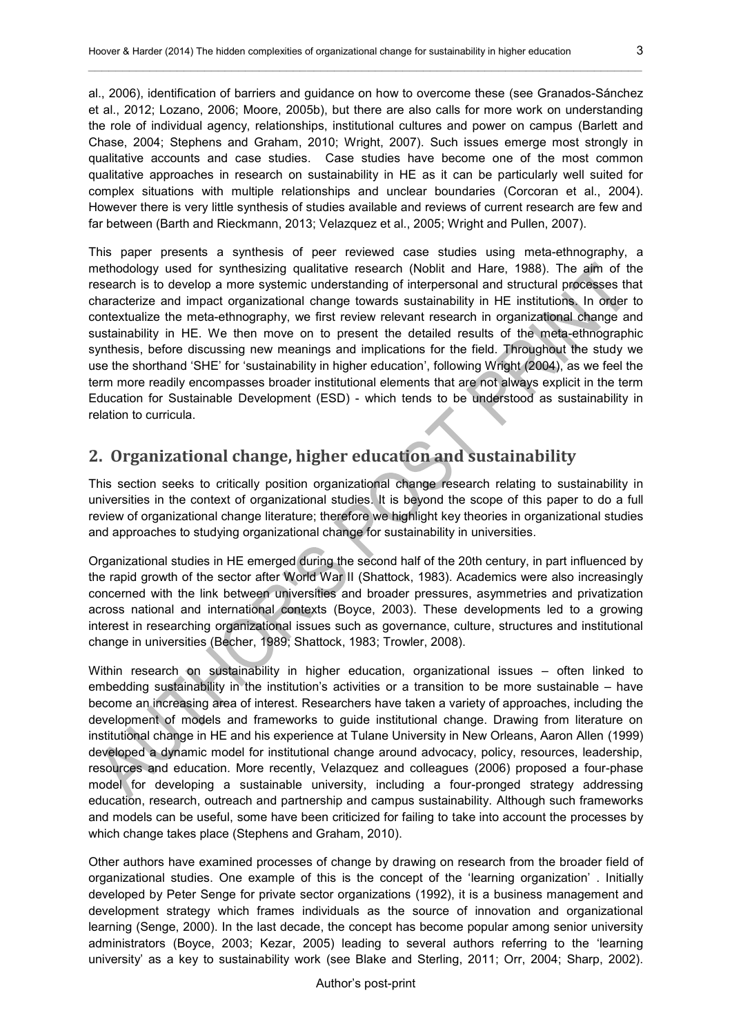al., 2006), identification of barriers and guidance on how to overcome these (see Granados-Sánchez et al., 2012; Lozano, 2006; Moore, 2005b), but there are also calls for more work on understanding the role of individual agency, relationships, institutional cultures and power on campus (Barlett and Chase, 2004; Stephens and Graham, 2010; Wright, 2007). Such issues emerge most strongly in qualitative accounts and case studies. Case studies have become one of the most common qualitative approaches in research on sustainability in HE as it can be particularly well suited for complex situations with multiple relationships and unclear boundaries (Corcoran et al., 2004). However there is very little synthesis of studies available and reviews of current research are few and far between (Barth and Rieckmann, 2013; Velazquez et al., 2005; Wright and Pullen, 2007).

This paper presents a synthesis of peer reviewed case studies using meta-ethnography, a methodology used for synthesizing qualitative research (Noblit and Hare, 1988). The aim of the research is to develop a more systemic understanding of interpersonal and structural processes that characterize and impact organizational change towards sustainability in HE institutions. In order to contextualize the meta-ethnography, we first review relevant research in organizational change and sustainability in HE. We then move on to present the detailed results of the meta-ethnographic synthesis, before discussing new meanings and implications for the field. Throughout the study we use the shorthand 'SHE' for 'sustainability in higher education', following Wright (2004), as we feel the term more readily encompasses broader institutional elements that are not always explicit in the term Education for Sustainable Development (ESD) - which tends to be understood as sustainability in relation to curricula.

## 2. Organizational change, higher education and sustainability

This section seeks to critically position organizational change research relating to sustainability in universities in the context of organizational studies. It is beyond the scope of this paper to do a full review of organizational change literature; therefore we highlight key theories in organizational studies and approaches to studying organizational change for sustainability in universities.

Organizational studies in HE emerged during the second half of the 20th century, in part influenced by the rapid growth of the sector after World War II (Shattock, 1983). Academics were also increasingly concerned with the link between universities and broader pressures, asymmetries and privatization across national and international contexts (Boyce, 2003). These developments led to a growing interest in researching organizational issues such as governance, culture, structures and institutional change in universities (Becher, 1989; Shattock, 1983; Trowler, 2008).

Within research on sustainability in higher education, organizational issues – often linked to embedding sustainability in the institution's activities or a transition to be more sustainable – have become an increasing area of interest. Researchers have taken a variety of approaches, including the development of models and frameworks to guide institutional change. Drawing from literature on institutional change in HE and his experience at Tulane University in New Orleans, Aaron Allen (1999) developed a dynamic model for institutional change around advocacy, policy, resources, leadership, resources and education. More recently, Velazquez and colleagues (2006) proposed a four-phase model for developing a sustainable university, including a four-pronged strategy addressing education, research, outreach and partnership and campus sustainability. Although such frameworks and models can be useful, some have been criticized for failing to take into account the processes by which change takes place (Stephens and Graham, 2010).

Other authors have examined processes of change by drawing on research from the broader field of organizational studies. One example of this is the concept of the 'learning organization' . Initially developed by Peter Senge for private sector organizations (1992), it is a business management and development strategy which frames individuals as the source of innovation and organizational learning (Senge, 2000). In the last decade, the concept has become popular among senior university administrators (Boyce, 2003; Kezar, 2005) leading to several authors referring to the 'learning university' as a key to sustainability work (see Blake and Sterling, 2011; Orr, 2004; Sharp, 2002).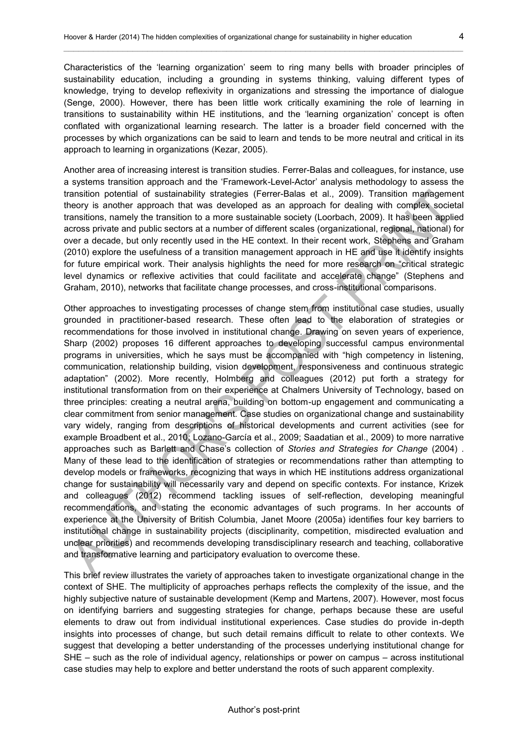Characteristics of the 'learning organization' seem to ring many bells with broader principles of sustainability education, including a grounding in systems thinking, valuing different types of knowledge, trying to develop reflexivity in organizations and stressing the importance of dialogue (Senge, 2000). However, there has been little work critically examining the role of learning in transitions to sustainability within HE institutions, and the 'learning organization' concept is often conflated with organizational learning research. The latter is a broader field concerned with the processes by which organizations can be said to learn and tends to be more neutral and critical in its approach to learning in organizations (Kezar, 2005).

Another area of increasing interest is transition studies. Ferrer-Balas and colleagues, for instance, use a systems transition approach and the 'Framework-Level-Actor' analysis methodology to assess the transition potential of sustainability strategies (Ferrer-Balas et al., 2009). Transition management theory is another approach that was developed as an approach for dealing with complex societal transitions, namely the transition to a more sustainable society (Loorbach, 2009). It has been applied across private and public sectors at a number of different scales (organizational, regional, national) for over a decade, but only recently used in the HE context. In their recent work, Stephens and Graham (2010) explore the usefulness of a transition management approach in HE and use it identify insights for future empirical work. Their analysis highlights the need for more research on "critical strategic level dynamics or reflexive activities that could facilitate and accelerate change" (Stephens and Graham, 2010), networks that facilitate change processes, and cross-institutional comparisons.

Other approaches to investigating processes of change stem from institutional case studies, usually grounded in practitioner-based research. These often lead to the elaboration of strategies or recommendations for those involved in institutional change. Drawing on seven years of experience, Sharp (2002) proposes 16 different approaches to developing successful campus environmental programs in universities, which he says must be accompanied with "high competency in listening, communication, relationship building, vision development, responsiveness and continuous strategic adaptation" (2002). More recently, Holmberg and colleagues (2012) put forth a strategy for institutional transformation from on their experience at Chalmers University of Technology, based on three principles: creating a neutral arena, building on bottom-up engagement and communicating a clear commitment from senior management. Case studies on organizational change and sustainability vary widely, ranging from descriptions of historical developments and current activities (see for example Broadbent et al., 2010; Lozano-García et al., 2009; Saadatian et al., 2009) to more narrative approaches such as Barlett and Chase's collection of *Stories and Strategies for Change* (2004) . Many of these lead to the identification of strategies or recommendations rather than attempting to develop models or frameworks, recognizing that ways in which HE institutions address organizational change for sustainability will necessarily vary and depend on specific contexts. For instance, Krizek and colleagues (2012) recommend tackling issues of self-reflection, developing meaningful recommendations, and stating the economic advantages of such programs. In her accounts of experience at the University of British Columbia, Janet Moore (2005a) identifies four key barriers to institutional change in sustainability projects (disciplinarity, competition, misdirected evaluation and unclear priorities) and recommends developing transdisciplinary research and teaching, collaborative and transformative learning and participatory evaluation to overcome these.

This brief review illustrates the variety of approaches taken to investigate organizational change in the context of SHE. The multiplicity of approaches perhaps reflects the complexity of the issue, and the highly subjective nature of sustainable development (Kemp and Martens, 2007). However, most focus on identifying barriers and suggesting strategies for change, perhaps because these are useful elements to draw out from individual institutional experiences. Case studies do provide in-depth insights into processes of change, but such detail remains difficult to relate to other contexts. We suggest that developing a better understanding of the processes underlying institutional change for SHE – such as the role of individual agency, relationships or power on campus – across institutional case studies may help to explore and better understand the roots of such apparent complexity.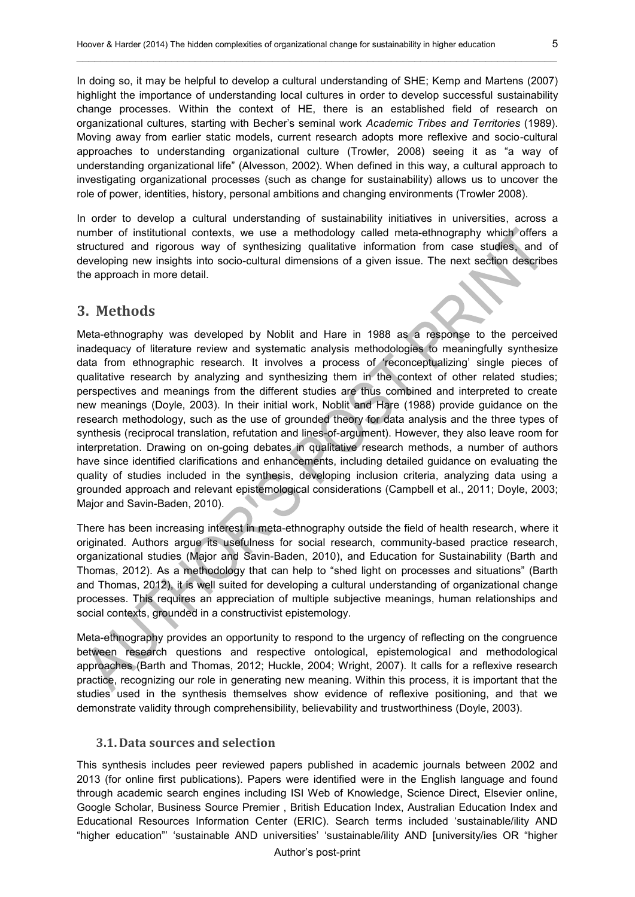In doing so, it may be helpful to develop a cultural understanding of SHE; Kemp and Martens (2007) highlight the importance of understanding local cultures in order to develop successful sustainability change processes. Within the context of HE, there is an established field of research on organizational cultures, starting with Becher's seminal work *Academic Tribes and Territories* (1989). Moving away from earlier static models, current research adopts more reflexive and socio-cultural approaches to understanding organizational culture (Trowler, 2008) seeing it as "a way of understanding organizational life" (Alvesson, 2002). When defined in this way, a cultural approach to investigating organizational processes (such as change for sustainability) allows us to uncover the role of power, identities, history, personal ambitions and changing environments (Trowler 2008).

In order to develop a cultural understanding of sustainability initiatives in universities, across a number of institutional contexts, we use a methodology called meta-ethnography which offers a structured and rigorous way of synthesizing qualitative information from case studies, and of developing new insights into socio-cultural dimensions of a given issue. The next section describes the approach in more detail.

# 3. Methods

Meta-ethnography was developed by Noblit and Hare in 1988 as a response to the perceived inadequacy of literature review and systematic analysis methodologies to meaningfully synthesize data from ethnographic research. It involves a process of 'reconceptualizing' single pieces of qualitative research by analyzing and synthesizing them in the context of other related studies; perspectives and meanings from the different studies are thus combined and interpreted to create new meanings (Doyle, 2003). In their initial work, Noblit and Hare (1988) provide guidance on the research methodology, such as the use of grounded theory for data analysis and the three types of synthesis (reciprocal translation, refutation and lines-of-argument). However, they also leave room for interpretation. Drawing on on-going debates in qualitative research methods, a number of authors have since identified clarifications and enhancements, including detailed guidance on evaluating the quality of studies included in the synthesis, developing inclusion criteria, analyzing data using a grounded approach and relevant epistemological considerations (Campbell et al., 2011; Doyle, 2003; Major and Savin-Baden, 2010).

There has been increasing interest in meta-ethnography outside the field of health research, where it originated. Authors argue its usefulness for social research, community-based practice research, organizational studies (Major and Savin-Baden, 2010), and Education for Sustainability (Barth and Thomas, 2012). As a methodology that can help to "shed light on processes and situations" (Barth and Thomas, 2012), it is well suited for developing a cultural understanding of organizational change processes. This requires an appreciation of multiple subjective meanings, human relationships and social contexts, grounded in a constructivist epistemology.

Meta-ethnography provides an opportunity to respond to the urgency of reflecting on the congruence between research questions and respective ontological, epistemological and methodological approaches (Barth and Thomas, 2012; Huckle, 2004; Wright, 2007). It calls for a reflexive research practice, recognizing our role in generating new meaning. Within this process, it is important that the studies used in the synthesis themselves show evidence of reflexive positioning, and that we demonstrate validity through comprehensibility, believability and trustworthiness (Doyle, 2003).

## 3.1. Data sources and selection

This synthesis includes peer reviewed papers published in academic journals between 2002 and 2013 (for online first publications). Papers were identified were in the English language and found through academic search engines including ISI Web of Knowledge, Science Direct, Elsevier online, Google Scholar, Business Source Premier , British Education Index, Australian Education Index and Educational Resources Information Center (ERIC). Search terms included 'sustainable/ility AND "higher education"' 'sustainable AND universities' 'sustainable/ility AND [university/ies OR "higher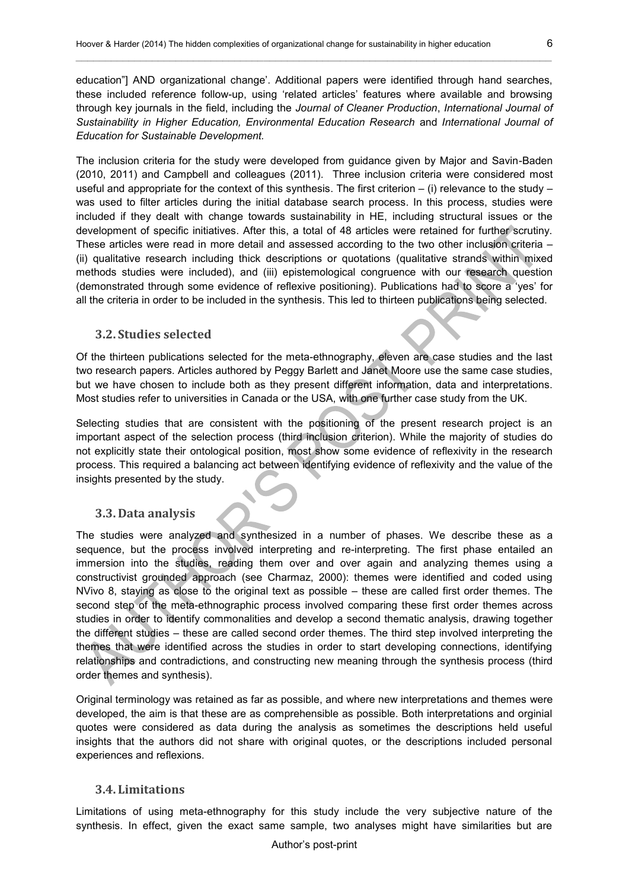education"] AND organizational change'. Additional papers were identified through hand searches, these included reference follow-up, using 'related articles' features where available and browsing through key journals in the field, including the *Journal of Cleaner Production*, *International Journal of Sustainability in Higher Education, Environmental Education Research* and *International Journal of Education for Sustainable Development.*

The inclusion criteria for the study were developed from guidance given by Major and Savin-Baden (2010, 2011) and Campbell and colleagues (2011). Three inclusion criteria were considered most useful and appropriate for the context of this synthesis. The first criterion – (i) relevance to the study – was used to filter articles during the initial database search process. In this process, studies were included if they dealt with change towards sustainability in HE, including structural issues or the development of specific initiatives. After this, a total of 48 articles were retained for further scrutiny. These articles were read in more detail and assessed according to the two other inclusion criteria – (ii) qualitative research including thick descriptions or quotations (qualitative strands within mixed methods studies were included), and (iii) epistemological congruence with our research question (demonstrated through some evidence of reflexive positioning). Publications had to score a 'yes' for all the criteria in order to be included in the synthesis. This led to thirteen publications being selected.

### 3.2. Studies selected

Of the thirteen publications selected for the meta-ethnography, eleven are case studies and the last two research papers. Articles authored by Peggy Barlett and Janet Moore use the same case studies, but we have chosen to include both as they present different information, data and interpretations. Most studies refer to universities in Canada or the USA, with one further case study from the UK.

Selecting studies that are consistent with the positioning of the present research project is an important aspect of the selection process (third inclusion criterion). While the majority of studies do not explicitly state their ontological position, most show some evidence of reflexivity in the research process. This required a balancing act between identifying evidence of reflexivity and the value of the insights presented by the study.

### 3.3. Data analysis

The studies were analyzed and synthesized in a number of phases. We describe these as a sequence, but the process involved interpreting and re-interpreting. The first phase entailed an immersion into the studies, reading them over and over again and analyzing themes using a constructivist grounded approach (see Charmaz, 2000): themes were identified and coded using NVivo 8, staying as close to the original text as possible – these are called first order themes. The second step of the meta-ethnographic process involved comparing these first order themes across studies in order to identify commonalities and develop a second thematic analysis, drawing together the different studies – these are called second order themes. The third step involved interpreting the themes that were identified across the studies in order to start developing connections, identifying relationships and contradictions, and constructing new meaning through the synthesis process (third order themes and synthesis).

Original terminology was retained as far as possible, and where new interpretations and themes were developed, the aim is that these are as comprehensible as possible. Both interpretations and orginial quotes were considered as data during the analysis as sometimes the descriptions held useful insights that the authors did not share with original quotes, or the descriptions included personal experiences and reflexions.

### 3.4. Limitations

Limitations of using meta-ethnography for this study include the very subjective nature of the synthesis. In effect, given the exact same sample, two analyses might have similarities but are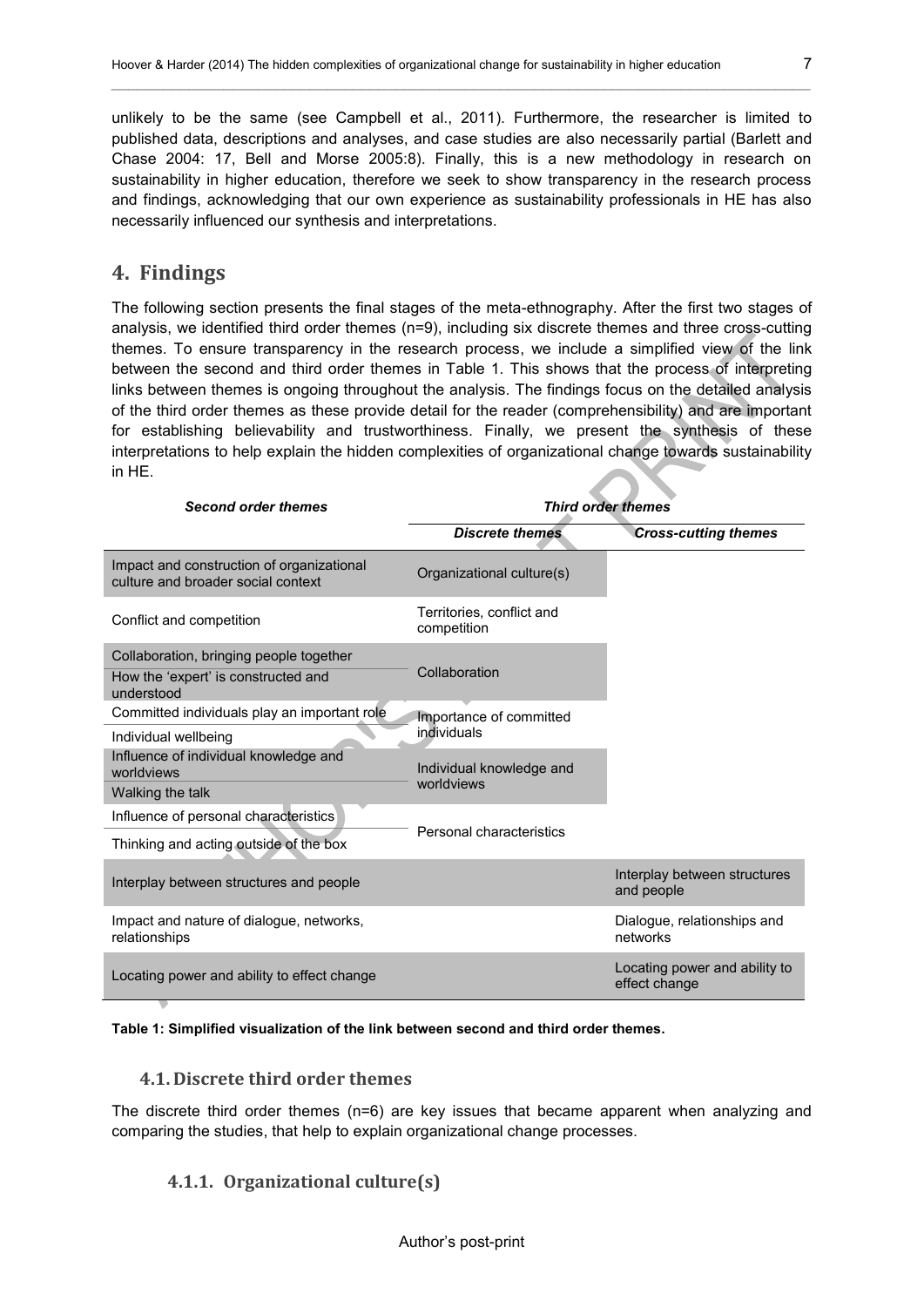unlikely to be the same (see Campbell et al., 2011). Furthermore, the researcher is limited to published data, descriptions and analyses, and case studies are also necessarily partial (Barlett and Chase 2004: 17, Bell and Morse 2005:8). Finally, this is a new methodology in research on sustainability in higher education, therefore we seek to show transparency in the research process and findings, acknowledging that our own experience as sustainability professionals in HE has also necessarily influenced our synthesis and interpretations.

# 4. Findings

The following section presents the final stages of the meta-ethnography. After the first two stages of analysis, we identified third order themes (n=9), including six discrete themes and three cross-cutting themes. To ensure transparency in the research process, we include a simplified view of the link between the second and third order themes in Table 1. This shows that the process of interpreting links between themes is ongoing throughout the analysis. The findings focus on the detailed analysis of the third order themes as these provide detail for the reader (comprehensibility) and are important for establishing believability and trustworthiness. Finally, we present the synthesis of these interpretations to help explain the hidden complexities of organizational change towards sustainability in HE.

| *Second order themes* | *Third order themes* | |
|---|---|---|
| | *Discrete themes* | *Cross-cutting themes* |
| Impact and construction of organizational culture and broader social context | Organizational culture(s) | |
| Conflict and competition | Territories, conflict and competition | |
| Collaboration, bringing people together | Collaboration | |
| How the 'expert' is constructed and understood | | |
| Committed individuals play an important role | Importance of committed individuals | |
| Individual wellbeing | | |
| Influence of individual knowledge and worldviews | Individual knowledge and worldviews | |
| Walking the talk | | |
| Influence of personal characteristics | Personal characteristics | |
| Thinking and acting outside of the box | | |
| Interplay between structures and people | | Interplay between structures and people |
| Impact and nature of dialogue, networks, relationships | | Dialogue, relationships and networks |
| Locating power and ability to effect change | | Locating power and ability to effect change |

**Table 1: Simplified visualization of the link between second and third order themes.**

## 4.1. Discrete third order themes

The discrete third order themes (n=6) are key issues that became apparent when analyzing and comparing the studies, that help to explain organizational change processes.

### 4.1.1. Organizational culture(s)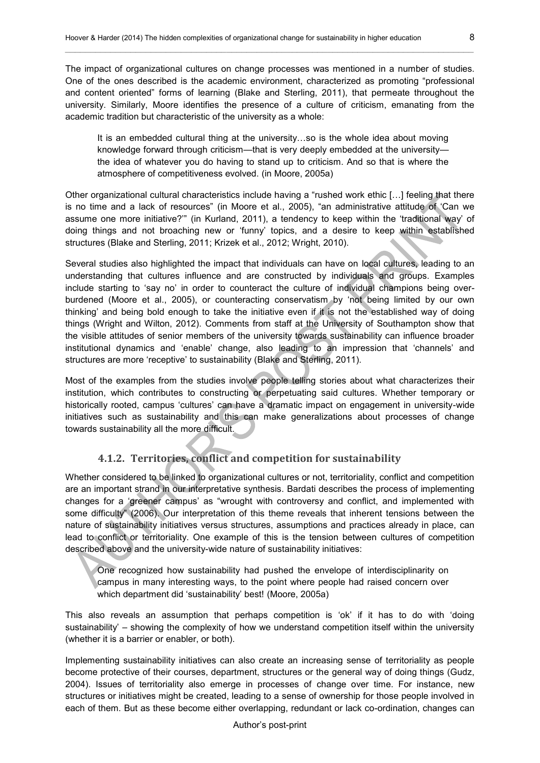The impact of organizational cultures on change processes was mentioned in a number of studies. One of the ones described is the academic environment, characterized as promoting "professional and content oriented" forms of learning (Blake and Sterling, 2011), that permeate throughout the university. Similarly, Moore identifies the presence of a culture of criticism, emanating from the academic tradition but characteristic of the university as a whole:

> It is an embedded cultural thing at the university…so is the whole idea about moving knowledge forward through criticism—that is very deeply embedded at the university—the idea of whatever you do having to stand up to criticism. And so that is where the atmosphere of competitiveness evolved. (in Moore, 2005a)

Other organizational cultural characteristics include having a "rushed work ethic […] feeling that there is no time and a lack of resources" (in Moore et al., 2005), "an administrative attitude of 'Can we assume one more initiative?'" (in Kurland, 2011), a tendency to keep within the 'traditional way' of doing things and not broaching new or 'funny' topics, and a desire to keep within established structures (Blake and Sterling, 2011; Krizek et al., 2012; Wright, 2010).

Several studies also highlighted the impact that individuals can have on local cultures, leading to an understanding that cultures influence and are constructed by individuals and groups. Examples include starting to 'say no' in order to counteract the culture of individual champions being over-burdened (Moore et al., 2005), or counteracting conservatism by 'not being limited by our own thinking' and being bold enough to take the initiative even if it is not the established way of doing things (Wright and Wilton, 2012). Comments from staff at the University of Southampton show that the visible attitudes of senior members of the university towards sustainability can influence broader institutional dynamics and 'enable' change, also leading to an impression that 'channels' and structures are more 'receptive' to sustainability (Blake and Sterling, 2011).

Most of the examples from the studies involve people telling stories about what characterizes their institution, which contributes to constructing or perpetuating said cultures. Whether temporary or historically rooted, campus 'cultures' can have a dramatic impact on engagement in university-wide initiatives such as sustainability and this can make generalizations about processes of change towards sustainability all the more difficult.

#### 4.1.2. Territories, conflict and competition for sustainability

Whether considered to be linked to organizational cultures or not, territoriality, conflict and competition are an important strand in our interpretative synthesis. Bardati describes the process of implementing changes for a 'greener campus' as "wrought with controversy and conflict, and implemented with some difficulty" (2006). Our interpretation of this theme reveals that inherent tensions between the nature of sustainability initiatives versus structures, assumptions and practices already in place, can lead to conflict or territoriality. One example of this is the tension between cultures of competition described above and the university-wide nature of sustainability initiatives:

> One recognized how sustainability had pushed the envelope of interdisciplinarity on campus in many interesting ways, to the point where people had raised concern over which department did 'sustainability' best! (Moore, 2005a)

This also reveals an assumption that perhaps competition is 'ok' if it has to do with 'doing sustainability' – showing the complexity of how we understand competition itself within the university (whether it is a barrier or enabler, or both).

Implementing sustainability initiatives can also create an increasing sense of territoriality as people become protective of their courses, department, structures or the general way of doing things (Gudz, 2004). Issues of territoriality also emerge in processes of change over time. For instance, new structures or initiatives might be created, leading to a sense of ownership for those people involved in each of them. But as these become either overlapping, redundant or lack co-ordination, changes can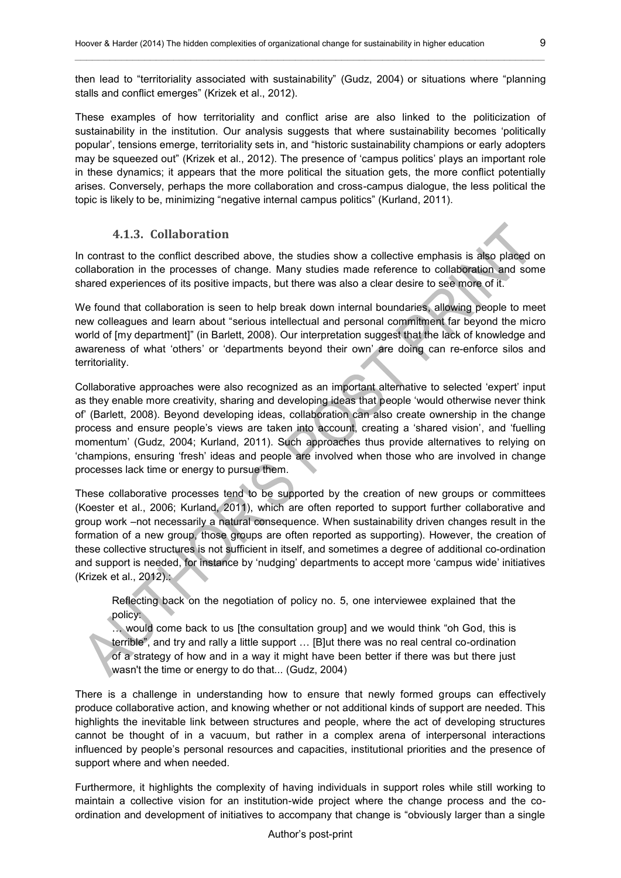then lead to "territoriality associated with sustainability" (Gudz, 2004) or situations where "planning stalls and conflict emerges" (Krizek et al., 2012).

These examples of how territoriality and conflict arise are also linked to the politicization of sustainability in the institution. Our analysis suggests that where sustainability becomes 'politically popular', tensions emerge, territoriality sets in, and "historic sustainability champions or early adopters may be squeezed out" (Krizek et al., 2012). The presence of 'campus politics' plays an important role in these dynamics; it appears that the more political the situation gets, the more conflict potentially arises. Conversely, perhaps the more collaboration and cross-campus dialogue, the less political the topic is likely to be, minimizing "negative internal campus politics" (Kurland, 2011).

#### 4.1.3. Collaboration

In contrast to the conflict described above, the studies show a collective emphasis is also placed on collaboration in the processes of change. Many studies made reference to collaboration and some shared experiences of its positive impacts, but there was also a clear desire to see more of it.

We found that collaboration is seen to help break down internal boundaries, allowing people to meet new colleagues and learn about "serious intellectual and personal commitment far beyond the micro world of [my department]" (in Barlett, 2008). Our interpretation suggest that the lack of knowledge and awareness of what 'others' or 'departments beyond their own' are doing can re-enforce silos and territoriality.

Collaborative approaches were also recognized as an important alternative to selected 'expert' input as they enable more creativity, sharing and developing ideas that people 'would otherwise never think of' (Barlett, 2008). Beyond developing ideas, collaboration can also create ownership in the change process and ensure people's views are taken into account, creating a 'shared vision', and 'fuelling momentum' (Gudz, 2004; Kurland, 2011). Such approaches thus provide alternatives to relying on 'champions, ensuring 'fresh' ideas and people are involved when those who are involved in change processes lack time or energy to pursue them.

These collaborative processes tend to be supported by the creation of new groups or committees (Koester et al., 2006; Kurland, 2011), which are often reported to support further collaborative and group work –not necessarily a natural consequence. When sustainability driven changes result in the formation of a new group, those groups are often reported as supporting). However, the creation of these collective structures is not sufficient in itself, and sometimes a degree of additional co-ordination and support is needed, for instance by 'nudging' departments to accept more 'campus wide' initiatives (Krizek et al., 2012).:

> Reflecting back on the negotiation of policy no. 5, one interviewee explained that the policy:
> … would come back to us [the consultation group] and we would think "oh God, this is terrible", and try and rally a little support … [B]ut there was no real central co-ordination of a strategy of how and in a way it might have been better if there was but there just wasn't the time or energy to do that... (Gudz, 2004)

There is a challenge in understanding how to ensure that newly formed groups can effectively produce collaborative action, and knowing whether or not additional kinds of support are needed. This highlights the inevitable link between structures and people, where the act of developing structures cannot be thought of in a vacuum, but rather in a complex arena of interpersonal interactions influenced by people's personal resources and capacities, institutional priorities and the presence of support where and when needed.

Furthermore, it highlights the complexity of having individuals in support roles while still working to maintain a collective vision for an institution-wide project where the change process and the co-ordination and development of initiatives to accompany that change is "obviously larger than a single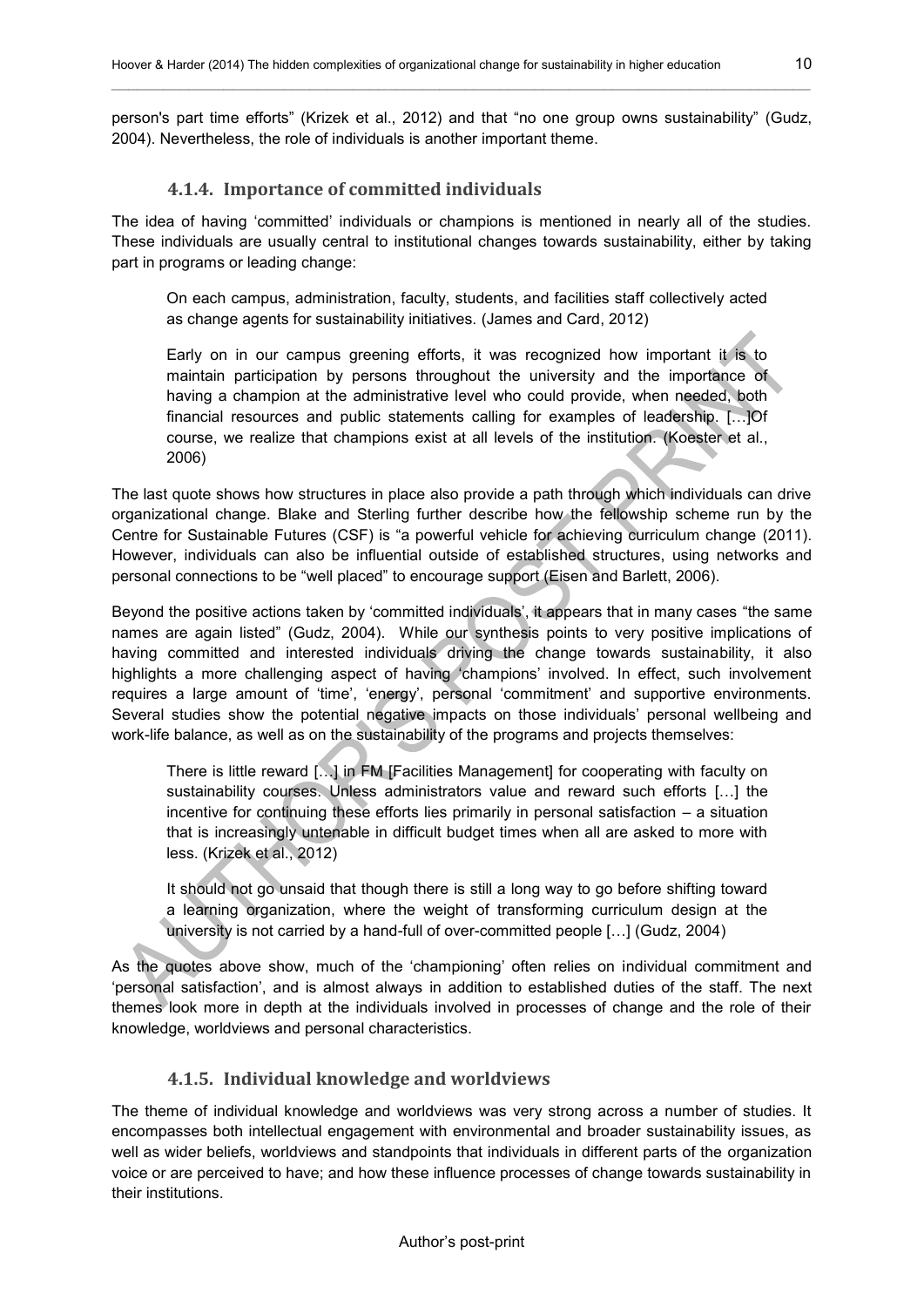person's part time efforts" (Krizek et al., 2012) and that "no one group owns sustainability" (Gudz, 2004). Nevertheless, the role of individuals is another important theme.

### 4.1.4. Importance of committed individuals

The idea of having 'committed' individuals or champions is mentioned in nearly all of the studies. These individuals are usually central to institutional changes towards sustainability, either by taking part in programs or leading change:

> On each campus, administration, faculty, students, and facilities staff collectively acted as change agents for sustainability initiatives. (James and Card, 2012)

> Early on in our campus greening efforts, it was recognized how important it is to maintain participation by persons throughout the university and the importance of having a champion at the administrative level who could provide, when needed, both financial resources and public statements calling for examples of leadership. […]Of course, we realize that champions exist at all levels of the institution. (Koester et al., 2006)

The last quote shows how structures in place also provide a path through which individuals can drive organizational change. Blake and Sterling further describe how the fellowship scheme run by the Centre for Sustainable Futures (CSF) is "a powerful vehicle for achieving curriculum change (2011). However, individuals can also be influential outside of established structures, using networks and personal connections to be "well placed" to encourage support (Eisen and Barlett, 2006).

Beyond the positive actions taken by 'committed individuals', it appears that in many cases "the same names are again listed" (Gudz, 2004). While our synthesis points to very positive implications of having committed and interested individuals driving the change towards sustainability, it also highlights a more challenging aspect of having 'champions' involved. In effect, such involvement requires a large amount of 'time', 'energy', personal 'commitment' and supportive environments. Several studies show the potential negative impacts on those individuals' personal wellbeing and work-life balance, as well as on the sustainability of the programs and projects themselves:

> There is little reward […] in FM [Facilities Management] for cooperating with faculty on sustainability courses. Unless administrators value and reward such efforts […] the incentive for continuing these efforts lies primarily in personal satisfaction – a situation that is increasingly untenable in difficult budget times when all are asked to more with less. (Krizek et al., 2012)

> It should not go unsaid that though there is still a long way to go before shifting toward a learning organization, where the weight of transforming curriculum design at the university is not carried by a hand-full of over-committed people […] (Gudz, 2004)

As the quotes above show, much of the 'championing' often relies on individual commitment and 'personal satisfaction', and is almost always in addition to established duties of the staff. The next themes look more in depth at the individuals involved in processes of change and the role of their knowledge, worldviews and personal characteristics.

### 4.1.5. Individual knowledge and worldviews

The theme of individual knowledge and worldviews was very strong across a number of studies. It encompasses both intellectual engagement with environmental and broader sustainability issues, as well as wider beliefs, worldviews and standpoints that individuals in different parts of the organization voice or are perceived to have; and how these influence processes of change towards sustainability in their institutions.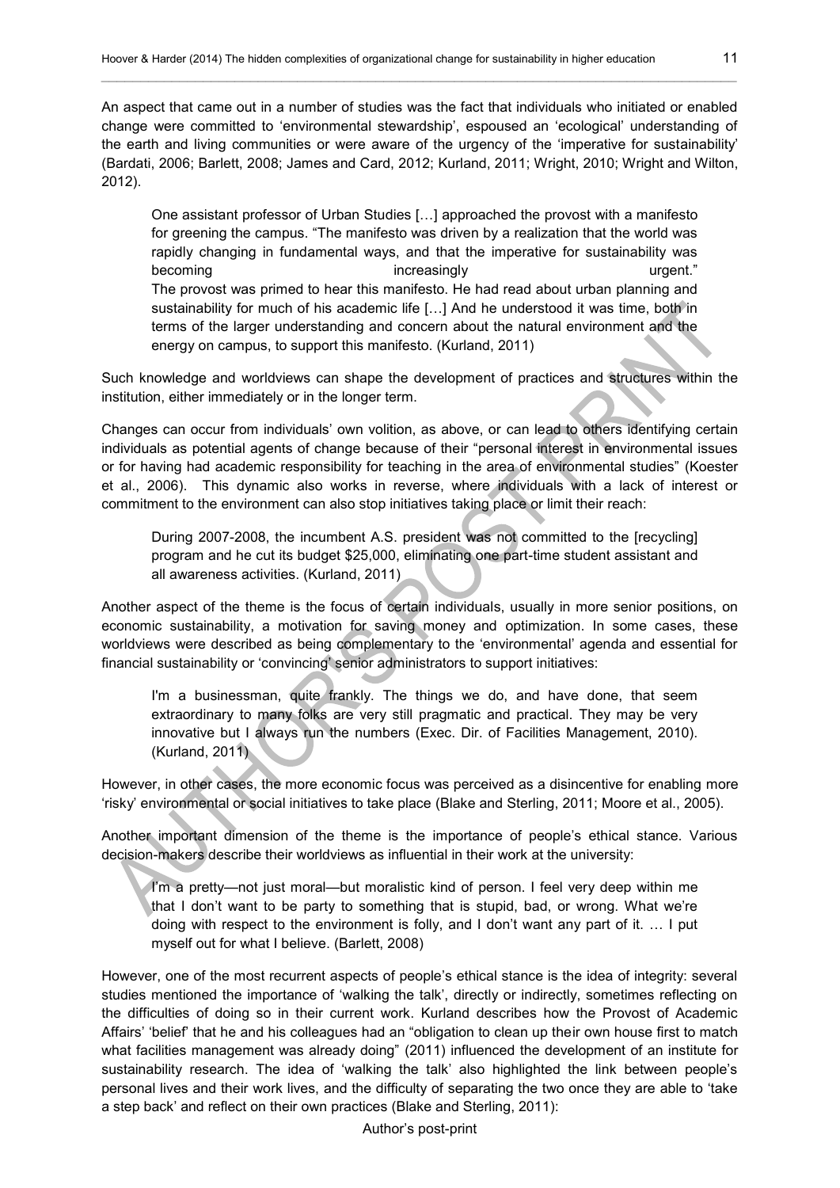An aspect that came out in a number of studies was the fact that individuals who initiated or enabled change were committed to 'environmental stewardship', espoused an 'ecological' understanding of the earth and living communities or were aware of the urgency of the 'imperative for sustainability' (Bardati, 2006; Barlett, 2008; James and Card, 2012; Kurland, 2011; Wright, 2010; Wright and Wilton, 2012).

> One assistant professor of Urban Studies […] approached the provost with a manifesto for greening the campus. "The manifesto was driven by a realization that the world was rapidly changing in fundamental ways, and that the imperative for sustainability was becoming increasingly urgent."
> The provost was primed to hear this manifesto. He had read about urban planning and sustainability for much of his academic life […] And he understood it was time, both in terms of the larger understanding and concern about the natural environment and the energy on campus, to support this manifesto. (Kurland, 2011)

Such knowledge and worldviews can shape the development of practices and structures within the institution, either immediately or in the longer term.

Changes can occur from individuals' own volition, as above, or can lead to others identifying certain individuals as potential agents of change because of their "personal interest in environmental issues or for having had academic responsibility for teaching in the area of environmental studies" (Koester et al., 2006). This dynamic also works in reverse, where individuals with a lack of interest or commitment to the environment can also stop initiatives taking place or limit their reach:

> During 2007-2008, the incumbent A.S. president was not committed to the [recycling] program and he cut its budget $25,000, eliminating one part-time student assistant and all awareness activities. (Kurland, 2011)

Another aspect of the theme is the focus of certain individuals, usually in more senior positions, on economic sustainability, a motivation for saving money and optimization. In some cases, these worldviews were described as being complementary to the 'environmental' agenda and essential for financial sustainability or 'convincing' senior administrators to support initiatives:

> I'm a businessman, quite frankly. The things we do, and have done, that seem extraordinary to many folks are very still pragmatic and practical. They may be very innovative but I always run the numbers (Exec. Dir. of Facilities Management, 2010). (Kurland, 2011)

However, in other cases, the more economic focus was perceived as a disincentive for enabling more 'risky' environmental or social initiatives to take place (Blake and Sterling, 2011; Moore et al., 2005).

Another important dimension of the theme is the importance of people's ethical stance. Various decision-makers describe their worldviews as influential in their work at the university:

> I'm a pretty—not just moral—but moralistic kind of person. I feel very deep within me that I don't want to be party to something that is stupid, bad, or wrong. What we're doing with respect to the environment is folly, and I don't want any part of it. … I put myself out for what I believe. (Barlett, 2008)

However, one of the most recurrent aspects of people's ethical stance is the idea of integrity: several studies mentioned the importance of 'walking the talk', directly or indirectly, sometimes reflecting on the difficulties of doing so in their current work. Kurland describes how the Provost of Academic Affairs' 'belief' that he and his colleagues had an "obligation to clean up their own house first to match what facilities management was already doing" (2011) influenced the development of an institute for sustainability research. The idea of 'walking the talk' also highlighted the link between people's personal lives and their work lives, and the difficulty of separating the two once they are able to 'take a step back' and reflect on their own practices (Blake and Sterling, 2011):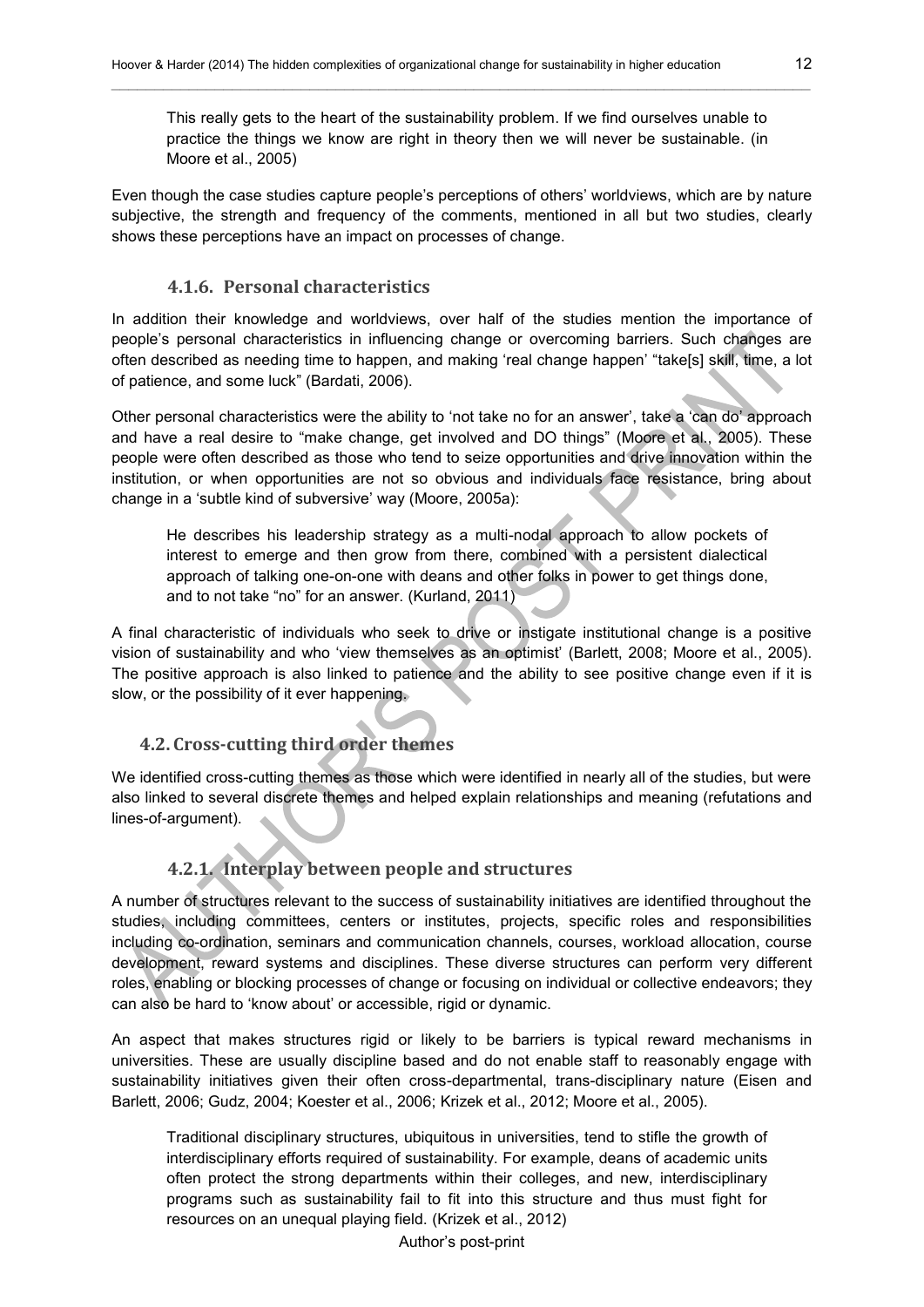> This really gets to the heart of the sustainability problem. If we find ourselves unable to practice the things we know are right in theory then we will never be sustainable. (in Moore et al., 2005)

Even though the case studies capture people's perceptions of others' worldviews, which are by nature subjective, the strength and frequency of the comments, mentioned in all but two studies, clearly shows these perceptions have an impact on processes of change.

### 4.1.6. Personal characteristics

In addition their knowledge and worldviews, over half of the studies mention the importance of people's personal characteristics in influencing change or overcoming barriers. Such changes are often described as needing time to happen, and making 'real change happen' "take[s] skill, time, a lot of patience, and some luck" (Bardati, 2006).

Other personal characteristics were the ability to 'not take no for an answer', take a 'can do' approach and have a real desire to "make change, get involved and DO things" (Moore et al., 2005). These people were often described as those who tend to seize opportunities and drive innovation within the institution, or when opportunities are not so obvious and individuals face resistance, bring about change in a 'subtle kind of subversive' way (Moore, 2005a):

> He describes his leadership strategy as a multi-nodal approach to allow pockets of interest to emerge and then grow from there, combined with a persistent dialectical approach of talking one-on-one with deans and other folks in power to get things done, and to not take "no" for an answer. (Kurland, 2011)

A final characteristic of individuals who seek to drive or instigate institutional change is a positive vision of sustainability and who 'view themselves as an optimist' (Barlett, 2008; Moore et al., 2005). The positive approach is also linked to patience and the ability to see positive change even if it is slow, or the possibility of it ever happening.

## 4.2. Cross-cutting third order themes

We identified cross-cutting themes as those which were identified in nearly all of the studies, but were also linked to several discrete themes and helped explain relationships and meaning (refutations and lines-of-argument).

### 4.2.1. Interplay between people and structures

A number of structures relevant to the success of sustainability initiatives are identified throughout the studies, including committees, centers or institutes, projects, specific roles and responsibilities including co-ordination, seminars and communication channels, courses, workload allocation, course development, reward systems and disciplines. These diverse structures can perform very different roles, enabling or blocking processes of change or focusing on individual or collective endeavors; they can also be hard to 'know about' or accessible, rigid or dynamic.

An aspect that makes structures rigid or likely to be barriers is typical reward mechanisms in universities. These are usually discipline based and do not enable staff to reasonably engage with sustainability initiatives given their often cross-departmental, trans-disciplinary nature (Eisen and Barlett, 2006; Gudz, 2004; Koester et al., 2006; Krizek et al., 2012; Moore et al., 2005).

> Traditional disciplinary structures, ubiquitous in universities, tend to stifle the growth of interdisciplinary efforts required of sustainability. For example, deans of academic units often protect the strong departments within their colleges, and new, interdisciplinary programs such as sustainability fail to fit into this structure and thus must fight for resources on an unequal playing field. (Krizek et al., 2012)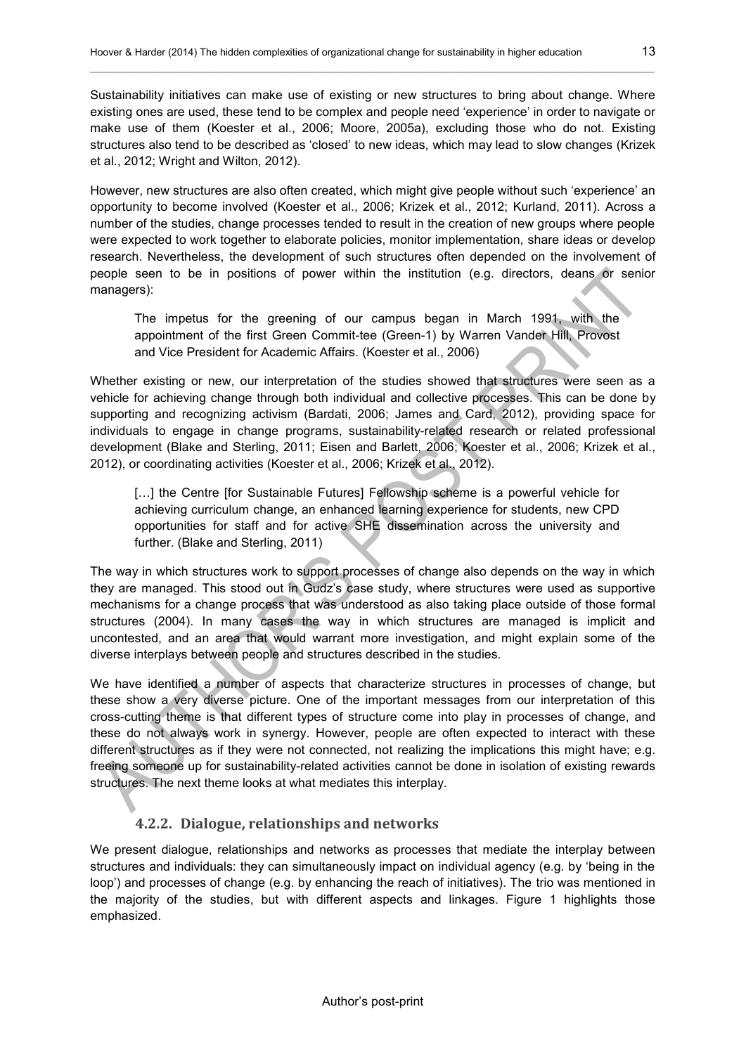Sustainability initiatives can make use of existing or new structures to bring about change. Where existing ones are used, these tend to be complex and people need 'experience' in order to navigate or make use of them (Koester et al., 2006; Moore, 2005a), excluding those who do not. Existing structures also tend to be described as 'closed' to new ideas, which may lead to slow changes (Krizek et al., 2012; Wright and Wilton, 2012).

However, new structures are also often created, which might give people without such 'experience' an opportunity to become involved (Koester et al., 2006; Krizek et al., 2012; Kurland, 2011). Across a number of the studies, change processes tended to result in the creation of new groups where people were expected to work together to elaborate policies, monitor implementation, share ideas or develop research. Nevertheless, the development of such structures often depended on the involvement of people seen to be in positions of power within the institution (e.g. directors, deans or senior managers):

> The impetus for the greening of our campus began in March 1991, with the appointment of the first Green Commit-tee (Green-1) by Warren Vander Hill, Provost and Vice President for Academic Affairs. (Koester et al., 2006)

Whether existing or new, our interpretation of the studies showed that structures were seen as a vehicle for achieving change through both individual and collective processes. This can be done by supporting and recognizing activism (Bardati, 2006; James and Card, 2012), providing space for individuals to engage in change programs, sustainability-related research or related professional development (Blake and Sterling, 2011; Eisen and Barlett, 2006; Koester et al., 2006; Krizek et al., 2012), or coordinating activities (Koester et al., 2006; Krizek et al., 2012).

> […] the Centre [for Sustainable Futures] Fellowship scheme is a powerful vehicle for achieving curriculum change, an enhanced learning experience for students, new CPD opportunities for staff and for active SHE dissemination across the university and further. (Blake and Sterling, 2011)

The way in which structures work to support processes of change also depends on the way in which they are managed. This stood out in Gudz's case study, where structures were used as supportive mechanisms for a change process that was understood as also taking place outside of those formal structures (2004). In many cases the way in which structures are managed is implicit and uncontested, and an area that would warrant more investigation, and might explain some of the diverse interplays between people and structures described in the studies.

We have identified a number of aspects that characterize structures in processes of change, but these show a very diverse picture. One of the important messages from our interpretation of this cross-cutting theme is that different types of structure come into play in processes of change, and these do not always work in synergy. However, people are often expected to interact with these different structures as if they were not connected, not realizing the implications this might have; e.g. freeing someone up for sustainability-related activities cannot be done in isolation of existing rewards structures. The next theme looks at what mediates this interplay.

### 4.2.2. Dialogue, relationships and networks

We present dialogue, relationships and networks as processes that mediate the interplay between structures and individuals: they can simultaneously impact on individual agency (e.g. by 'being in the loop') and processes of change (e.g. by enhancing the reach of initiatives). The trio was mentioned in the majority of the studies, but with different aspects and linkages. Figure 1 highlights those emphasized.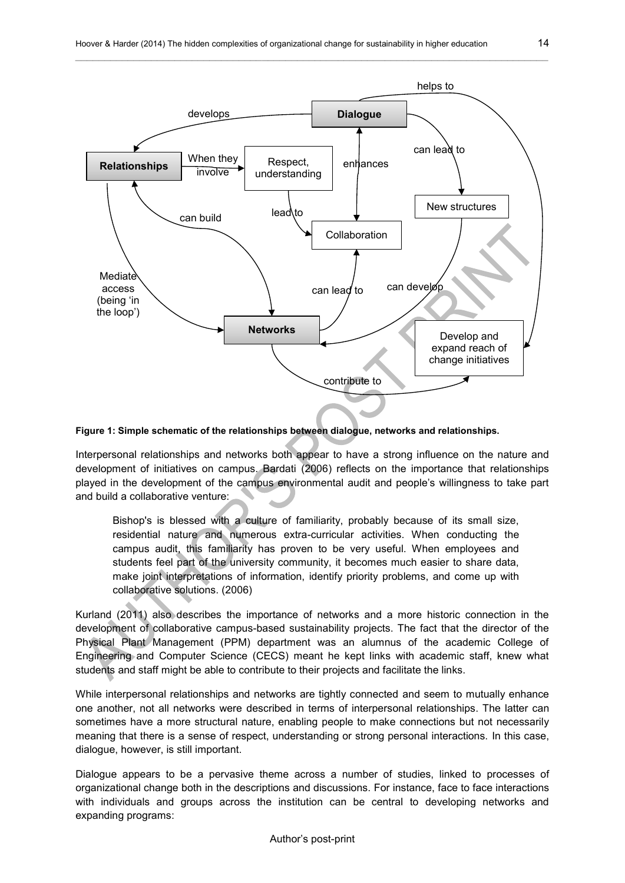**Figure 1: Simple schematic of the relationships between dialogue, networks and relationships.**

Interpersonal relationships and networks both appear to have a strong influence on the nature and development of initiatives on campus. Bardati (2006) reflects on the importance that relationships played in the development of the campus environmental audit and people's willingness to take part and build a collaborative venture:

> Bishop's is blessed with a culture of familiarity, probably because of its small size, residential nature and numerous extra-curricular activities. When conducting the campus audit, this familiarity has proven to be very useful. When employees and students feel part of the university community, it becomes much easier to share data, make joint interpretations of information, identify priority problems, and come up with collaborative solutions. (2006)

Kurland (2011) also describes the importance of networks and a more historic connection in the development of collaborative campus-based sustainability projects. The fact that the director of the Physical Plant Management (PPM) department was an alumnus of the academic College of Engineering and Computer Science (CECS) meant he kept links with academic staff, knew what students and staff might be able to contribute to their projects and facilitate the links.

While interpersonal relationships and networks are tightly connected and seem to mutually enhance one another, not all networks were described in terms of interpersonal relationships. The latter can sometimes have a more structural nature, enabling people to make connections but not necessarily meaning that there is a sense of respect, understanding or strong personal interactions. In this case, dialogue, however, is still important.

Dialogue appears to be a pervasive theme across a number of studies, linked to processes of organizational change both in the descriptions and discussions. For instance, face to face interactions with individuals and groups across the institution can be central to developing networks and expanding programs: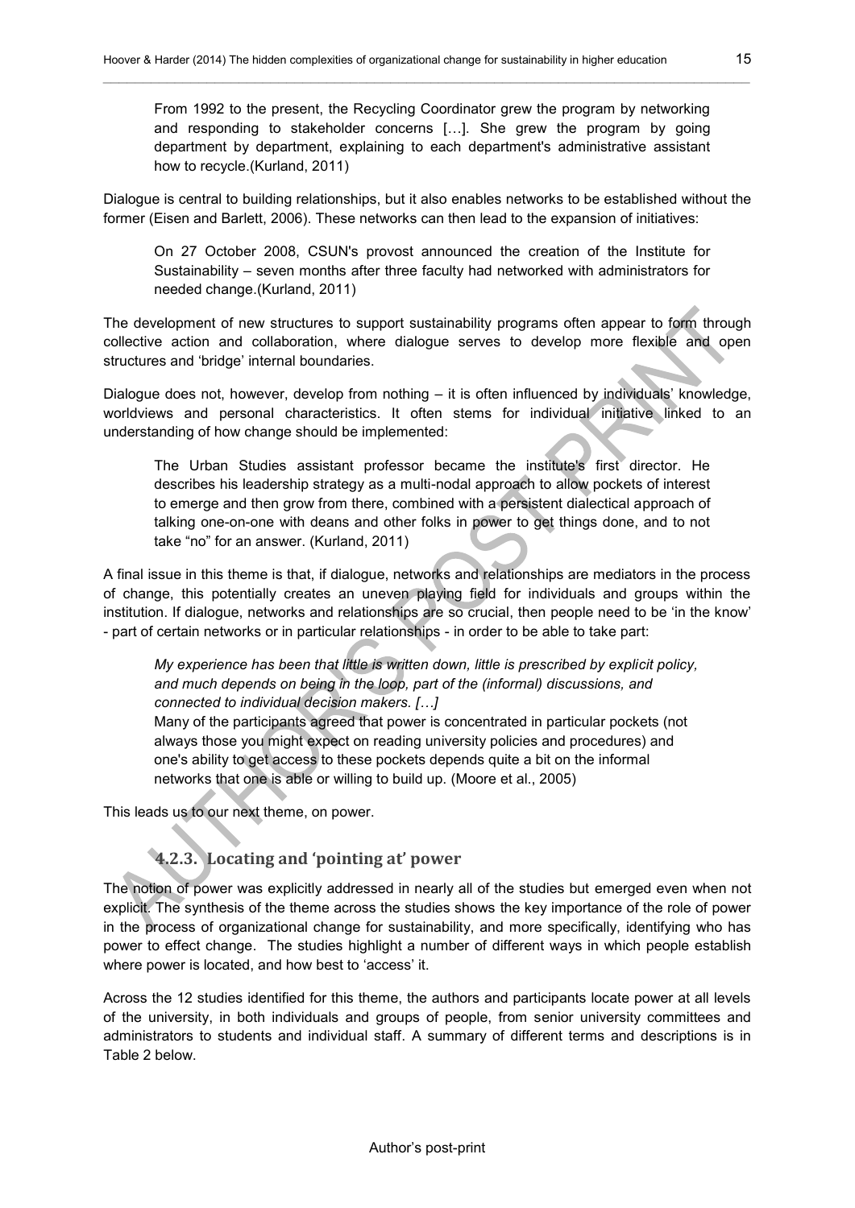> From 1992 to the present, the Recycling Coordinator grew the program by networking and responding to stakeholder concerns […]. She grew the program by going department by department, explaining to each department's administrative assistant how to recycle.(Kurland, 2011)

Dialogue is central to building relationships, but it also enables networks to be established without the former (Eisen and Barlett, 2006). These networks can then lead to the expansion of initiatives:

> On 27 October 2008, CSUN's provost announced the creation of the Institute for Sustainability – seven months after three faculty had networked with administrators for needed change.(Kurland, 2011)

The development of new structures to support sustainability programs often appear to form through collective action and collaboration, where dialogue serves to develop more flexible and open structures and 'bridge' internal boundaries.

Dialogue does not, however, develop from nothing – it is often influenced by individuals' knowledge, worldviews and personal characteristics. It often stems for individual initiative linked to an understanding of how change should be implemented:

> The Urban Studies assistant professor became the institute's first director. He describes his leadership strategy as a multi-nodal approach to allow pockets of interest to emerge and then grow from there, combined with a persistent dialectical approach of talking one-on-one with deans and other folks in power to get things done, and to not take "no" for an answer. (Kurland, 2011)

A final issue in this theme is that, if dialogue, networks and relationships are mediators in the process of change, this potentially creates an uneven playing field for individuals and groups within the institution. If dialogue, networks and relationships are so crucial, then people need to be 'in the know' - part of certain networks or in particular relationships - in order to be able to take part:

> *My experience has been that little is written down, little is prescribed by explicit policy, and much depends on being in the loop, part of the (informal) discussions, and connected to individual decision makers. […]*
> Many of the participants agreed that power is concentrated in particular pockets (not always those you might expect on reading university policies and procedures) and one's ability to get access to these pockets depends quite a bit on the informal networks that one is able or willing to build up. (Moore et al., 2005)

This leads us to our next theme, on power.

### 4.2.3. Locating and 'pointing at' power

The notion of power was explicitly addressed in nearly all of the studies but emerged even when not explicit. The synthesis of the theme across the studies shows the key importance of the role of power in the process of organizational change for sustainability, and more specifically, identifying who has power to effect change. The studies highlight a number of different ways in which people establish where power is located, and how best to 'access' it.

Across the 12 studies identified for this theme, the authors and participants locate power at all levels of the university, in both individuals and groups of people, from senior university committees and administrators to students and individual staff. A summary of different terms and descriptions is in Table 2 below.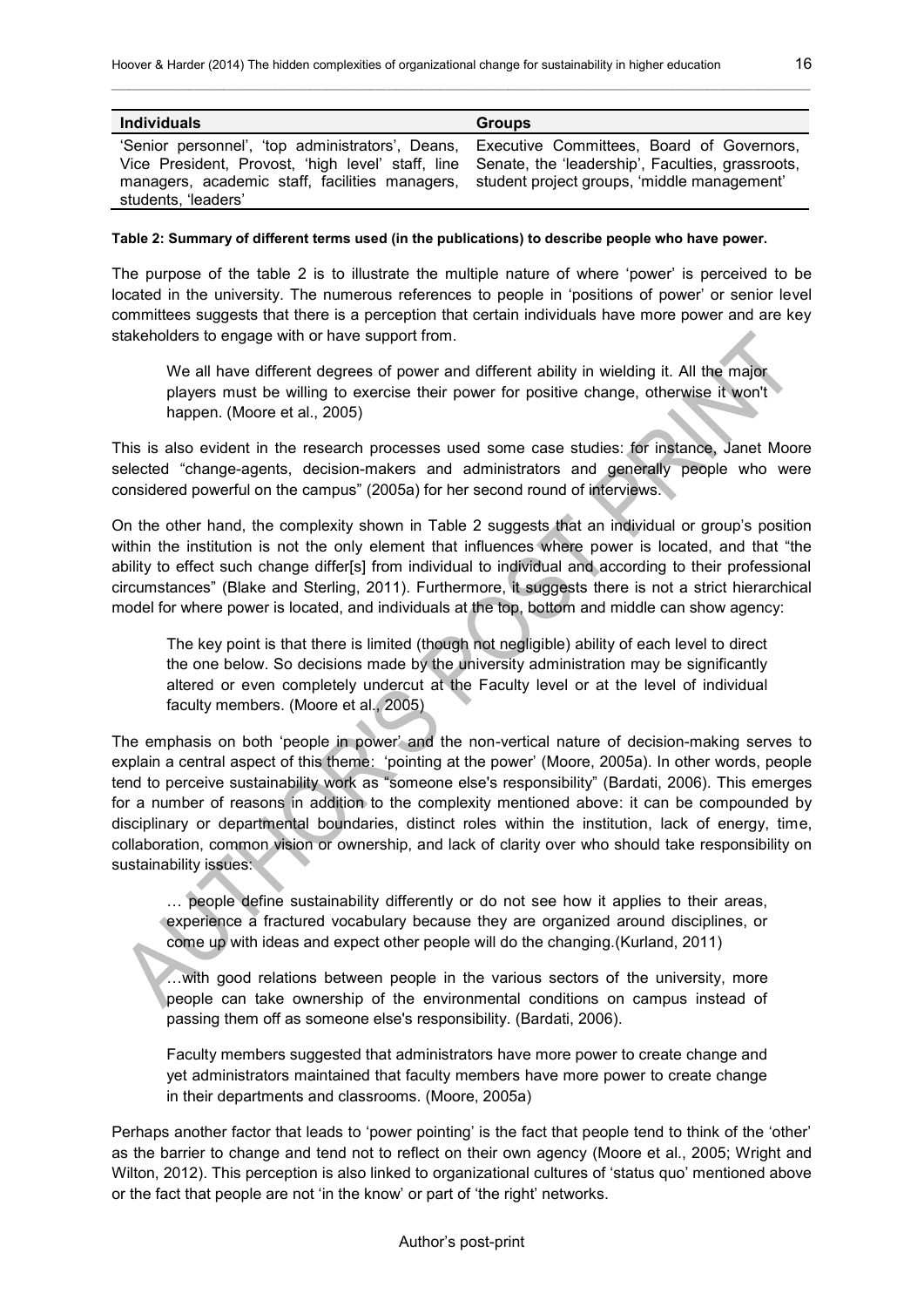| Individuals | Groups |
|---|---|
| 'Senior personnel', 'top administrators', Deans, Vice President, Provost, 'high level' staff, line managers, academic staff, facilities managers, students, 'leaders' | Executive Committees, Board of Governors, Senate, the 'leadership', Faculties, grassroots, student project groups, 'middle management' |

**Table 2: Summary of different terms used (in the publications) to describe people who have power.**

The purpose of the table 2 is to illustrate the multiple nature of where 'power' is perceived to be located in the university. The numerous references to people in 'positions of power' or senior level committees suggests that there is a perception that certain individuals have more power and are key stakeholders to engage with or have support from.

> We all have different degrees of power and different ability in wielding it. All the major players must be willing to exercise their power for positive change, otherwise it won't happen. (Moore et al., 2005)

This is also evident in the research processes used some case studies: for instance, Janet Moore selected "change-agents, decision-makers and administrators and generally people who were considered powerful on the campus" (2005a) for her second round of interviews.

On the other hand, the complexity shown in Table 2 suggests that an individual or group's position within the institution is not the only element that influences where power is located, and that "the ability to effect such change differ[s] from individual to individual and according to their professional circumstances" (Blake and Sterling, 2011). Furthermore, it suggests there is not a strict hierarchical model for where power is located, and individuals at the top, bottom and middle can show agency:

> The key point is that there is limited (though not negligible) ability of each level to direct the one below. So decisions made by the university administration may be significantly altered or even completely undercut at the Faculty level or at the level of individual faculty members. (Moore et al., 2005)

The emphasis on both 'people in power' and the non-vertical nature of decision-making serves to explain a central aspect of this theme: 'pointing at the power' (Moore, 2005a). In other words, people tend to perceive sustainability work as "someone else's responsibility" (Bardati, 2006). This emerges for a number of reasons in addition to the complexity mentioned above: it can be compounded by disciplinary or departmental boundaries, distinct roles within the institution, lack of energy, time, collaboration, common vision or ownership, and lack of clarity over who should take responsibility on sustainability issues:

> … people define sustainability differently or do not see how it applies to their areas, experience a fractured vocabulary because they are organized around disciplines, or come up with ideas and expect other people will do the changing.(Kurland, 2011)

> …with good relations between people in the various sectors of the university, more people can take ownership of the environmental conditions on campus instead of passing them off as someone else's responsibility. (Bardati, 2006).

> Faculty members suggested that administrators have more power to create change and yet administrators maintained that faculty members have more power to create change in their departments and classrooms. (Moore, 2005a)

Perhaps another factor that leads to 'power pointing' is the fact that people tend to think of the 'other' as the barrier to change and tend not to reflect on their own agency (Moore et al., 2005; Wright and Wilton, 2012). This perception is also linked to organizational cultures of 'status quo' mentioned above or the fact that people are not 'in the know' or part of 'the right' networks.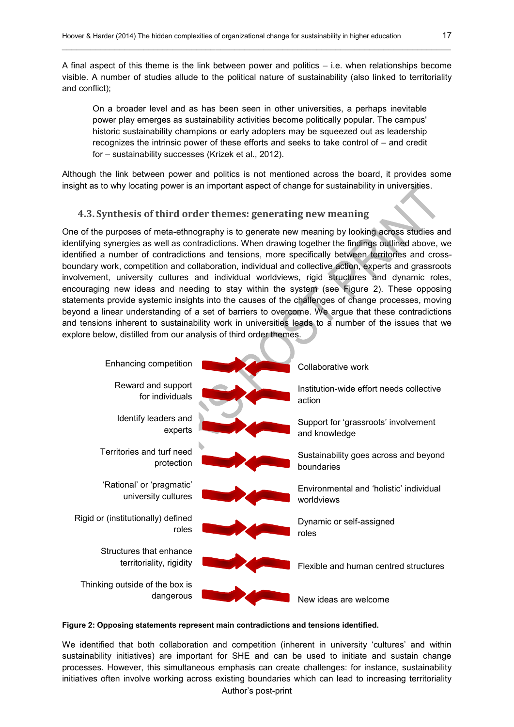A final aspect of this theme is the link between power and politics – i.e. when relationships become visible. A number of studies allude to the political nature of sustainability (also linked to territoriality and conflict);

> On a broader level and as has been seen in other universities, a perhaps inevitable power play emerges as sustainability activities become politically popular. The campus' historic sustainability champions or early adopters may be squeezed out as leadership recognizes the intrinsic power of these efforts and seeks to take control of – and credit for – sustainability successes (Krizek et al., 2012).

Although the link between power and politics is not mentioned across the board, it provides some insight as to why locating power is an important aspect of change for sustainability in universities.

### 4.3. Synthesis of third order themes: generating new meaning

One of the purposes of meta-ethnography is to generate new meaning by looking across studies and identifying synergies as well as contradictions. When drawing together the findings outlined above, we identified a number of contradictions and tensions, more specifically between territories and cross-boundary work, competition and collaboration, individual and collective action, experts and grassroots involvement, university cultures and individual worldviews, rigid structures and dynamic roles, encouraging new ideas and needing to stay within the system (see Figure 2). These opposing statements provide systemic insights into the causes of the challenges of change processes, moving beyond a linear understanding of a set of barriers to overcome. We argue that these contradictions and tensions inherent to sustainability work in universities leads to a number of the issues that we explore below, distilled from our analysis of third order themes.

| | |
|---|---|
| Enhancing competition | Collaborative work |
| Reward and support for individuals | Institution-wide effort needs collective action |
| Identify leaders and experts | Support for 'grassroots' involvement and knowledge |
| Territories and turf need protection | Sustainability goes across and beyond boundaries |
| 'Rational' or 'pragmatic' university cultures | Environmental and 'holistic' individual worldviews |
| Rigid or (institutionally) defined roles | Dynamic or self-assigned roles |
| Structures that enhance territoriality, rigidity | Flexible and human centred structures |
| Thinking outside of the box is dangerous | New ideas are welcome |

**Figure 2: Opposing statements represent main contradictions and tensions identified.**

We identified that both collaboration and competition (inherent in university 'cultures' and within sustainability initiatives) are important for SHE and can be used to initiate and sustain change processes. However, this simultaneous emphasis can create challenges: for instance, sustainability initiatives often involve working across existing boundaries which can lead to increasing territoriality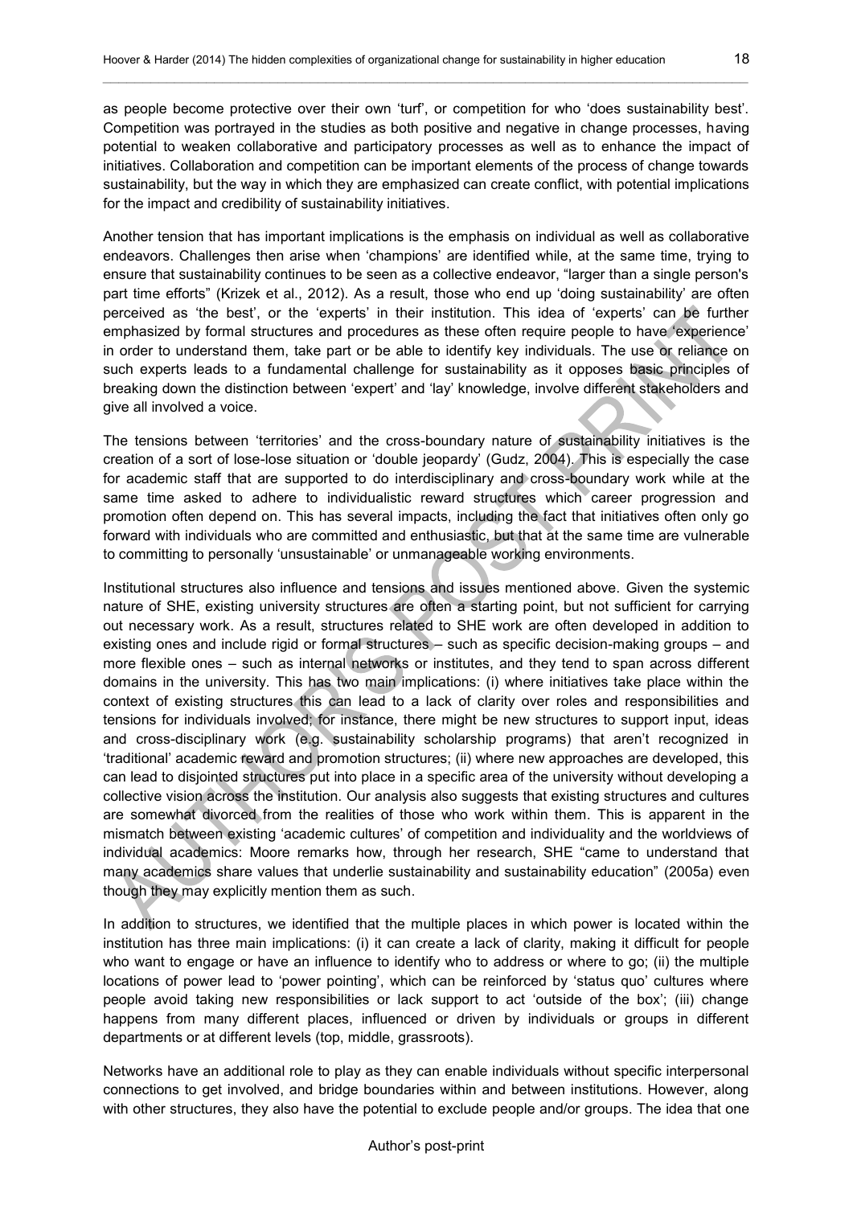as people become protective over their own 'turf', or competition for who 'does sustainability best'. Competition was portrayed in the studies as both positive and negative in change processes, having potential to weaken collaborative and participatory processes as well as to enhance the impact of initiatives. Collaboration and competition can be important elements of the process of change towards sustainability, but the way in which they are emphasized can create conflict, with potential implications for the impact and credibility of sustainability initiatives.

Another tension that has important implications is the emphasis on individual as well as collaborative endeavors. Challenges then arise when 'champions' are identified while, at the same time, trying to ensure that sustainability continues to be seen as a collective endeavor, "larger than a single person's part time efforts" (Krizek et al., 2012). As a result, those who end up 'doing sustainability' are often perceived as 'the best', or the 'experts' in their institution. This idea of 'experts' can be further emphasized by formal structures and procedures as these often require people to have 'experience' in order to understand them, take part or be able to identify key individuals. The use or reliance on such experts leads to a fundamental challenge for sustainability as it opposes basic principles of breaking down the distinction between 'expert' and 'lay' knowledge, involve different stakeholders and give all involved a voice.

The tensions between 'territories' and the cross-boundary nature of sustainability initiatives is the creation of a sort of lose-lose situation or 'double jeopardy' (Gudz, 2004). This is especially the case for academic staff that are supported to do interdisciplinary and cross-boundary work while at the same time asked to adhere to individualistic reward structures which career progression and promotion often depend on. This has several impacts, including the fact that initiatives often only go forward with individuals who are committed and enthusiastic, but that at the same time are vulnerable to committing to personally 'unsustainable' or unmanageable working environments.

Institutional structures also influence and tensions and issues mentioned above. Given the systemic nature of SHE, existing university structures are often a starting point, but not sufficient for carrying out necessary work. As a result, structures related to SHE work are often developed in addition to existing ones and include rigid or formal structures – such as specific decision-making groups – and more flexible ones – such as internal networks or institutes, and they tend to span across different domains in the university. This has two main implications: (i) where initiatives take place within the context of existing structures this can lead to a lack of clarity over roles and responsibilities and tensions for individuals involved; for instance, there might be new structures to support input, ideas and cross-disciplinary work (e.g. sustainability scholarship programs) that aren't recognized in 'traditional' academic reward and promotion structures; (ii) where new approaches are developed, this can lead to disjointed structures put into place in a specific area of the university without developing a collective vision across the institution. Our analysis also suggests that existing structures and cultures are somewhat divorced from the realities of those who work within them. This is apparent in the mismatch between existing 'academic cultures' of competition and individuality and the worldviews of individual academics: Moore remarks how, through her research, SHE "came to understand that many academics share values that underlie sustainability and sustainability education" (2005a) even though they may explicitly mention them as such.

In addition to structures, we identified that the multiple places in which power is located within the institution has three main implications: (i) it can create a lack of clarity, making it difficult for people who want to engage or have an influence to identify who to address or where to go; (ii) the multiple locations of power lead to 'power pointing', which can be reinforced by 'status quo' cultures where people avoid taking new responsibilities or lack support to act 'outside of the box'; (iii) change happens from many different places, influenced or driven by individuals or groups in different departments or at different levels (top, middle, grassroots).

Networks have an additional role to play as they can enable individuals without specific interpersonal connections to get involved, and bridge boundaries within and between institutions. However, along with other structures, they also have the potential to exclude people and/or groups. The idea that one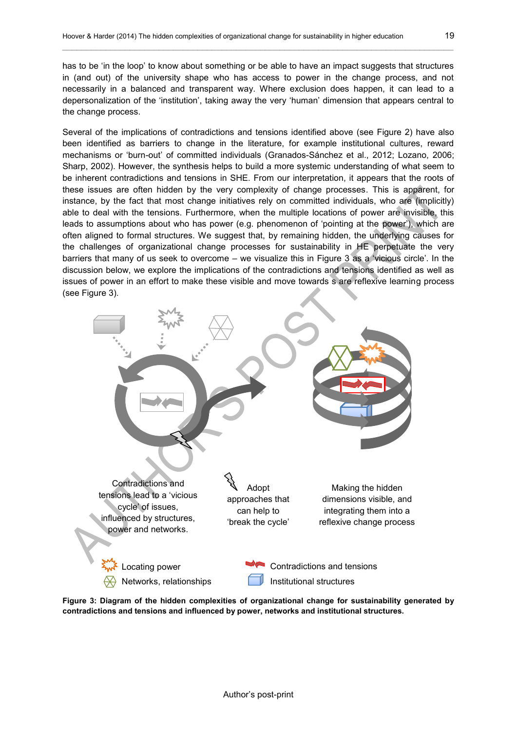has to be 'in the loop' to know about something or be able to have an impact suggests that structures in (and out) of the university shape who has access to power in the change process, and not necessarily in a balanced and transparent way. Where exclusion does happen, it can lead to a depersonalization of the 'institution', taking away the very 'human' dimension that appears central to the change process.

Several of the implications of contradictions and tensions identified above (see Figure 2) have also been identified as barriers to change in the literature, for example institutional cultures, reward mechanisms or 'burn-out' of committed individuals (Granados-Sánchez et al., 2012; Lozano, 2006; Sharp, 2002). However, the synthesis helps to build a more systemic understanding of what seem to be inherent contradictions and tensions in SHE. From our interpretation, it appears that the roots of these issues are often hidden by the very complexity of change processes. This is apparent, for instance, by the fact that most change initiatives rely on committed individuals, who are (implicitly) able to deal with the tensions. Furthermore, when the multiple locations of power are invisible, this leads to assumptions about who has power (e.g. phenomenon of 'pointing at the power'), which are often aligned to formal structures. We suggest that, by remaining hidden, the underlying causes for the challenges of organizational change processes for sustainability in HE perpetuate the very barriers that many of us seek to overcome – we visualize this in Figure 3 as a 'vicious circle'. In the discussion below, we explore the implications of the contradictions and tensions identified as well as issues of power in an effort to make these visible and move towards s are reflexive learning process (see Figure 3).

Contradictions and tensions lead to a 'vicious cycle' of issues, influenced by structures, power and networks.

Adopt approaches that can help to 'break the cycle'

Making the hidden dimensions visible, and integrating them into a reflexive change process

Locating power

Networks, relationships

Contradictions and tensions

Institutional structures

**Figure 3: Diagram of the hidden complexities of organizational change for sustainability generated by contradictions and tensions and influenced by power, networks and institutional structures.**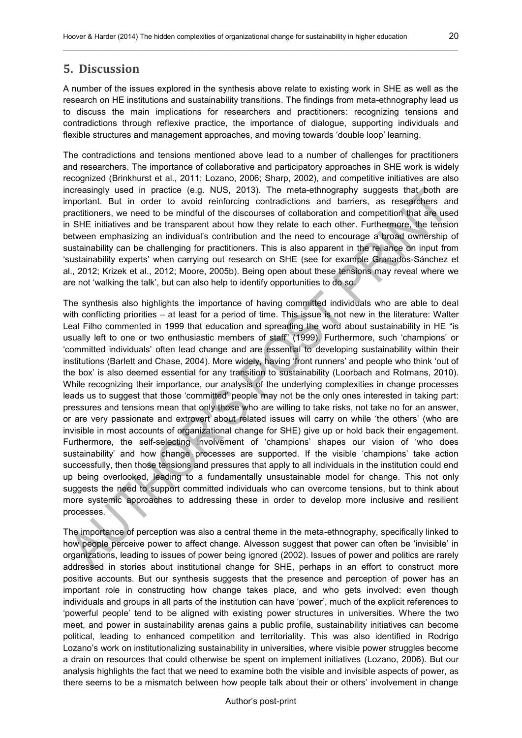## 5. Discussion

A number of the issues explored in the synthesis above relate to existing work in SHE as well as the research on HE institutions and sustainability transitions. The findings from meta-ethnography lead us to discuss the main implications for researchers and practitioners: recognizing tensions and contradictions through reflexive practice, the importance of dialogue, supporting individuals and flexible structures and management approaches, and moving towards 'double loop' learning.

The contradictions and tensions mentioned above lead to a number of challenges for practitioners and researchers. The importance of collaborative and participatory approaches in SHE work is widely recognized (Brinkhurst et al., 2011; Lozano, 2006; Sharp, 2002), and competitive initiatives are also increasingly used in practice (e.g. NUS, 2013). The meta-ethnography suggests that both are important. But in order to avoid reinforcing contradictions and barriers, as researchers and practitioners, we need to be mindful of the discourses of collaboration and competition that are used in SHE initiatives and be transparent about how they relate to each other. Furthermore, the tension between emphasizing an individual's contribution and the need to encourage a broad ownership of sustainability can be challenging for practitioners. This is also apparent in the reliance on input from 'sustainability experts' when carrying out research on SHE (see for example Granados-Sánchez et al., 2012; Krizek et al., 2012; Moore, 2005b). Being open about these tensions may reveal where we are not 'walking the talk', but can also help to identify opportunities to do so.

The synthesis also highlights the importance of having committed individuals who are able to deal with conflicting priorities – at least for a period of time. This issue is not new in the literature: Walter Leal Filho commented in 1999 that education and spreading the word about sustainability in HE "is usually left to one or two enthusiastic members of staff" (1999). Furthermore, such 'champions' or 'committed individuals' often lead change and are essential to developing sustainability within their institutions (Barlett and Chase, 2004). More widely, having 'front runners' and people who think 'out of the box' is also deemed essential for any transition to sustainability (Loorbach and Rotmans, 2010). While recognizing their importance, our analysis of the underlying complexities in change processes leads us to suggest that those 'committed' people may not be the only ones interested in taking part: pressures and tensions mean that only those who are willing to take risks, not take no for an answer, or are very passionate and extrovert about related issues will carry on while 'the others' (who are invisible in most accounts of organizational change for SHE) give up or hold back their engagement. Furthermore, the self-selecting involvement of 'champions' shapes our vision of 'who does sustainability' and how change processes are supported. If the visible 'champions' take action successfully, then those tensions and pressures that apply to all individuals in the institution could end up being overlooked, leading to a fundamentally unsustainable model for change. This not only suggests the need to support committed individuals who can overcome tensions, but to think about more systemic approaches to addressing these in order to develop more inclusive and resilient processes.

The importance of perception was also a central theme in the meta-ethnography, specifically linked to how people perceive power to affect change. Alvesson suggest that power can often be 'invisible' in organizations, leading to issues of power being ignored (2002). Issues of power and politics are rarely addressed in stories about institutional change for SHE, perhaps in an effort to construct more positive accounts. But our synthesis suggests that the presence and perception of power has an important role in constructing how change takes place, and who gets involved: even though individuals and groups in all parts of the institution can have 'power', much of the explicit references to 'powerful people' tend to be aligned with existing power structures in universities. Where the two meet, and power in sustainability arenas gains a public profile, sustainability initiatives can become political, leading to enhanced competition and territoriality. This was also identified in Rodrigo Lozano's work on institutionalizing sustainability in universities, where visible power struggles become a drain on resources that could otherwise be spent on implement initiatives (Lozano, 2006). But our analysis highlights the fact that we need to examine both the visible and invisible aspects of power, as there seems to be a mismatch between how people talk about their or others' involvement in change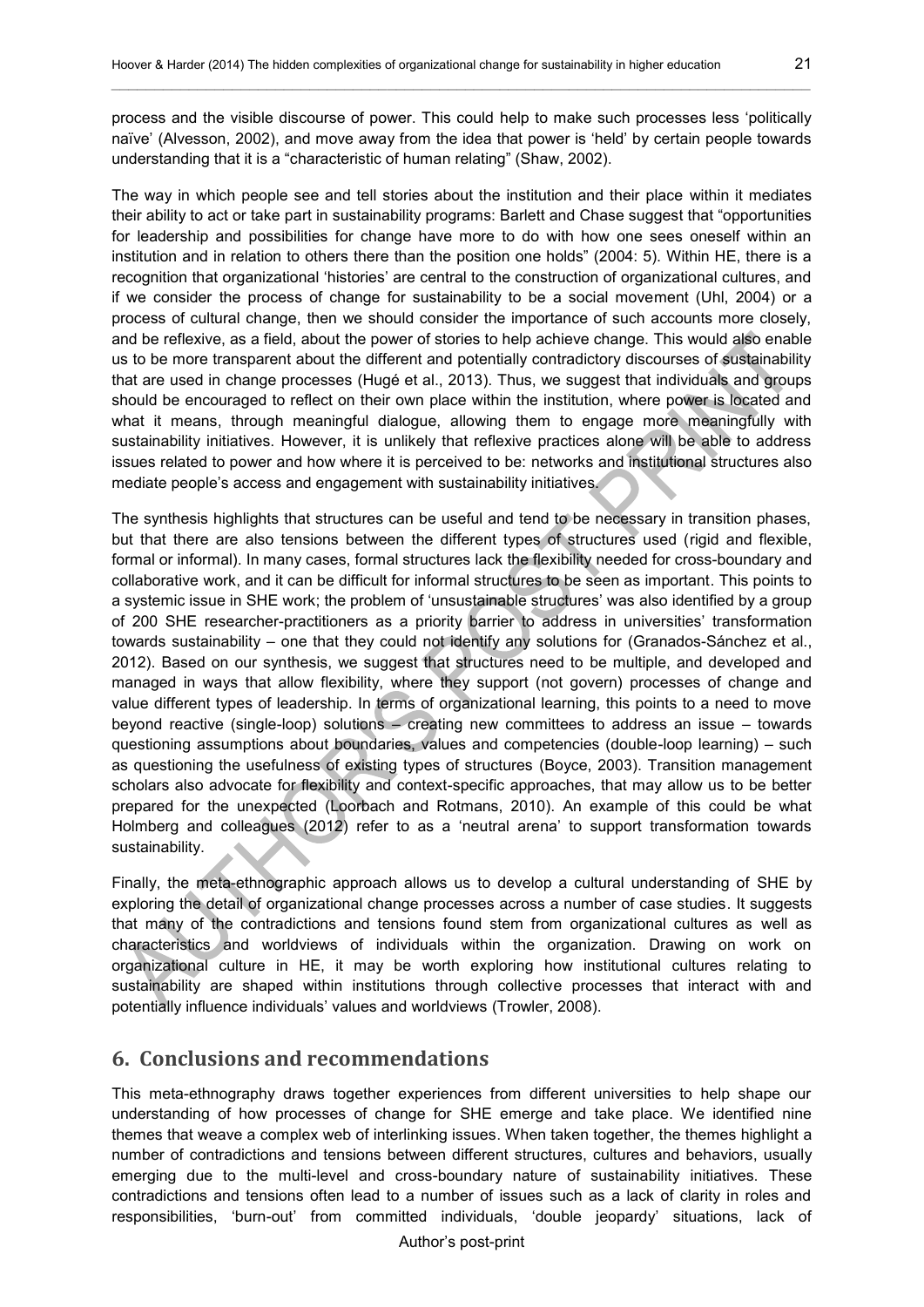process and the visible discourse of power. This could help to make such processes less 'politically naïve' (Alvesson, 2002), and move away from the idea that power is 'held' by certain people towards understanding that it is a "characteristic of human relating" (Shaw, 2002).

The way in which people see and tell stories about the institution and their place within it mediates their ability to act or take part in sustainability programs: Barlett and Chase suggest that "opportunities for leadership and possibilities for change have more to do with how one sees oneself within an institution and in relation to others there than the position one holds" (2004: 5). Within HE, there is a recognition that organizational 'histories' are central to the construction of organizational cultures, and if we consider the process of change for sustainability to be a social movement (Uhl, 2004) or a process of cultural change, then we should consider the importance of such accounts more closely, and be reflexive, as a field, about the power of stories to help achieve change. This would also enable us to be more transparent about the different and potentially contradictory discourses of sustainability that are used in change processes (Hugé et al., 2013). Thus, we suggest that individuals and groups should be encouraged to reflect on their own place within the institution, where power is located and what it means, through meaningful dialogue, allowing them to engage more meaningfully with sustainability initiatives. However, it is unlikely that reflexive practices alone will be able to address issues related to power and how where it is perceived to be: networks and institutional structures also mediate people's access and engagement with sustainability initiatives.

The synthesis highlights that structures can be useful and tend to be necessary in transition phases, but that there are also tensions between the different types of structures used (rigid and flexible, formal or informal). In many cases, formal structures lack the flexibility needed for cross-boundary and collaborative work, and it can be difficult for informal structures to be seen as important. This points to a systemic issue in SHE work; the problem of 'unsustainable structures' was also identified by a group of 200 SHE researcher-practitioners as a priority barrier to address in universities' transformation towards sustainability – one that they could not identify any solutions for (Granados-Sánchez et al., 2012). Based on our synthesis, we suggest that structures need to be multiple, and developed and managed in ways that allow flexibility, where they support (not govern) processes of change and value different types of leadership. In terms of organizational learning, this points to a need to move beyond reactive (single-loop) solutions – creating new committees to address an issue – towards questioning assumptions about boundaries, values and competencies (double-loop learning) – such as questioning the usefulness of existing types of structures (Boyce, 2003). Transition management scholars also advocate for flexibility and context-specific approaches, that may allow us to be better prepared for the unexpected (Loorbach and Rotmans, 2010). An example of this could be what Holmberg and colleagues (2012) refer to as a 'neutral arena' to support transformation towards sustainability.

Finally, the meta-ethnographic approach allows us to develop a cultural understanding of SHE by exploring the detail of organizational change processes across a number of case studies. It suggests that many of the contradictions and tensions found stem from organizational cultures as well as characteristics and worldviews of individuals within the organization. Drawing on work on organizational culture in HE, it may be worth exploring how institutional cultures relating to sustainability are shaped within institutions through collective processes that interact with and potentially influence individuals' values and worldviews (Trowler, 2008).

## 6. Conclusions and recommendations

This meta-ethnography draws together experiences from different universities to help shape our understanding of how processes of change for SHE emerge and take place. We identified nine themes that weave a complex web of interlinking issues. When taken together, the themes highlight a number of contradictions and tensions between different structures, cultures and behaviors, usually emerging due to the multi-level and cross-boundary nature of sustainability initiatives. These contradictions and tensions often lead to a number of issues such as a lack of clarity in roles and responsibilities, 'burn-out' from committed individuals, 'double jeopardy' situations, lack of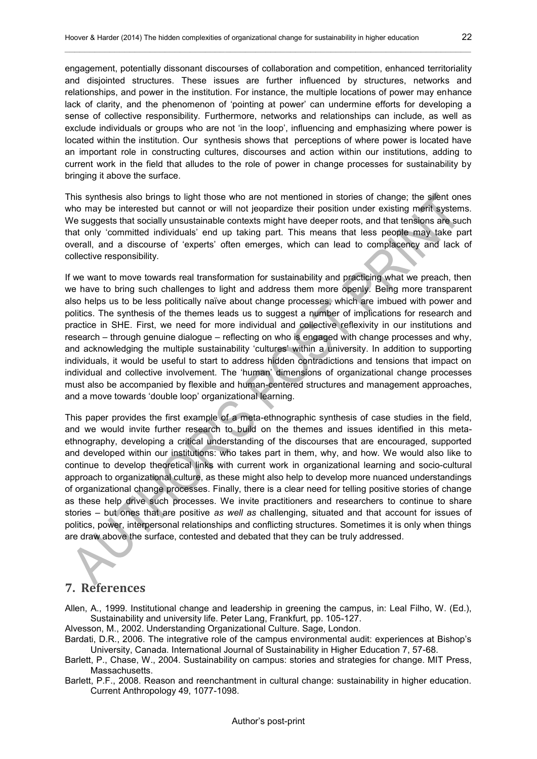engagement, potentially dissonant discourses of collaboration and competition, enhanced territoriality and disjointed structures. These issues are further influenced by structures, networks and relationships, and power in the institution. For instance, the multiple locations of power may enhance lack of clarity, and the phenomenon of 'pointing at power' can undermine efforts for developing a sense of collective responsibility. Furthermore, networks and relationships can include, as well as exclude individuals or groups who are not 'in the loop', influencing and emphasizing where power is located within the institution. Our synthesis shows that perceptions of where power is located have an important role in constructing cultures, discourses and action within our institutions, adding to current work in the field that alludes to the role of power in change processes for sustainability by bringing it above the surface.

This synthesis also brings to light those who are not mentioned in stories of change; the silent ones who may be interested but cannot or will not jeopardize their position under existing merit systems. We suggests that socially unsustainable contexts might have deeper roots, and that tensions are such that only 'committed individuals' end up taking part. This means that less people may take part overall, and a discourse of 'experts' often emerges, which can lead to complacency and lack of collective responsibility.

If we want to move towards real transformation for sustainability and practicing what we preach, then we have to bring such challenges to light and address them more openly. Being more transparent also helps us to be less politically naïve about change processes, which are imbued with power and politics. The synthesis of the themes leads us to suggest a number of implications for research and practice in SHE. First, we need for more individual and collective reflexivity in our institutions and research – through genuine dialogue – reflecting on who is engaged with change processes and why, and acknowledging the multiple sustainability 'cultures' within a university. In addition to supporting individuals, it would be useful to start to address hidden contradictions and tensions that impact on individual and collective involvement. The 'human' dimensions of organizational change processes must also be accompanied by flexible and human-centered structures and management approaches, and a move towards 'double loop' organizational learning.

This paper provides the first example of a meta-ethnographic synthesis of case studies in the field, and we would invite further research to build on the themes and issues identified in this meta-ethnography, developing a critical understanding of the discourses that are encouraged, supported and developed within our institutions: who takes part in them, why, and how. We would also like to continue to develop theoretical links with current work in organizational learning and socio-cultural approach to organizational culture, as these might also help to develop more nuanced understandings of organizational change processes. Finally, there is a clear need for telling positive stories of change as these help drive such processes. We invite practitioners and researchers to continue to share stories – but ones that are positive *as well as* challenging, situated and that account for issues of politics, power, interpersonal relationships and conflicting structures. Sometimes it is only when things are draw above the surface, contested and debated that they can be truly addressed.

## 7. References

Allen, A., 1999. Institutional change and leadership in greening the campus, in: Leal Filho, W. (Ed.), Sustainability and university life. Peter Lang, Frankfurt, pp. 105-127.

Alvesson, M., 2002. Understanding Organizational Culture. Sage, London.

Bardati, D.R., 2006. The integrative role of the campus environmental audit: experiences at Bishop's University, Canada. International Journal of Sustainability in Higher Education 7, 57-68.

Barlett, P., Chase, W., 2004. Sustainability on campus: stories and strategies for change. MIT Press, Massachusetts.

Barlett, P.F., 2008. Reason and reenchantment in cultural change: sustainability in higher education. Current Anthropology 49, 1077-1098.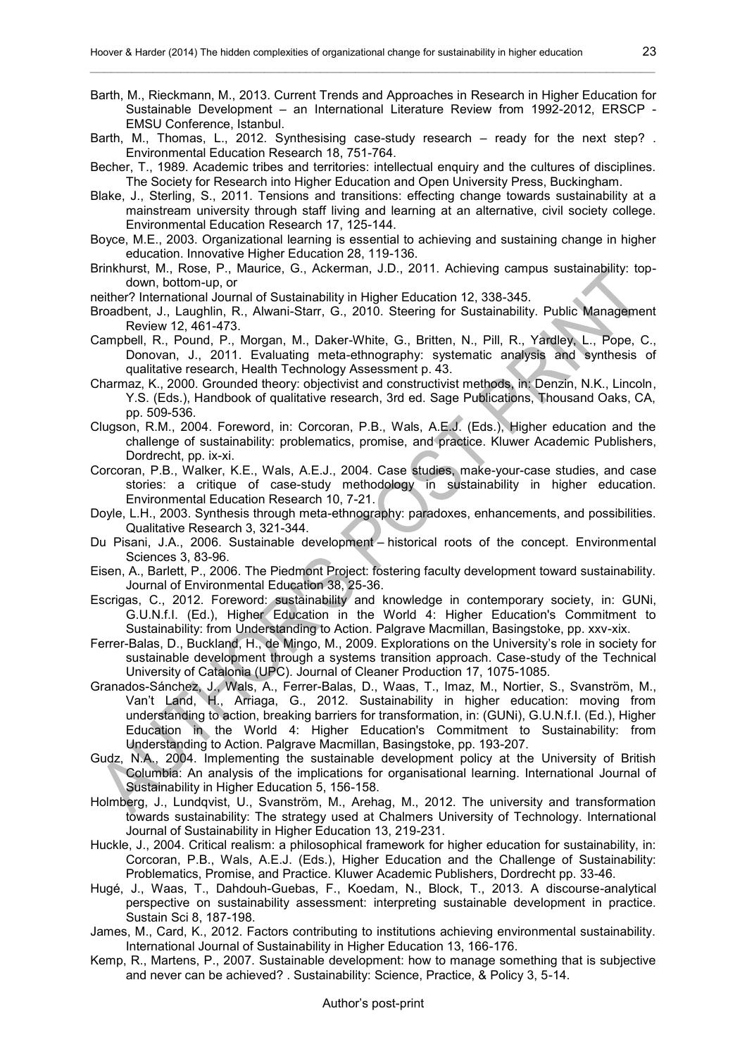Barth, M., Rieckmann, M., 2013. Current Trends and Approaches in Research in Higher Education for Sustainable Development – an International Literature Review from 1992-2012, ERSCP - EMSU Conference, Istanbul.

Barth, M., Thomas, L., 2012. Synthesising case-study research – ready for the next step? . Environmental Education Research 18, 751-764.

Becher, T., 1989. Academic tribes and territories: intellectual enquiry and the cultures of disciplines. The Society for Research into Higher Education and Open University Press, Buckingham.

Blake, J., Sterling, S., 2011. Tensions and transitions: effecting change towards sustainability at a mainstream university through staff living and learning at an alternative, civil society college. Environmental Education Research 17, 125-144.

Boyce, M.E., 2003. Organizational learning is essential to achieving and sustaining change in higher education. Innovative Higher Education 28, 119-136.

Brinkhurst, M., Rose, P., Maurice, G., Ackerman, J.D., 2011. Achieving campus sustainability: top-down, bottom-up, or

neither? International Journal of Sustainability in Higher Education 12, 338-345.

Broadbent, J., Laughlin, R., Alwani-Starr, G., 2010. Steering for Sustainability. Public Management Review 12, 461-473.

Campbell, R., Pound, P., Morgan, M., Daker-White, G., Britten, N., Pill, R., Yardley, L., Pope, C., Donovan, J., 2011. Evaluating meta-ethnography: systematic analysis and synthesis of qualitative research, Health Technology Assessment p. 43.

Charmaz, K., 2000. Grounded theory: objectivist and constructivist methods, in: Denzin, N.K., Lincoln, Y.S. (Eds.), Handbook of qualitative research, 3rd ed. Sage Publications, Thousand Oaks, CA, pp. 509-536.

Clugson, R.M., 2004. Foreword, in: Corcoran, P.B., Wals, A.E.J. (Eds.), Higher education and the challenge of sustainability: problematics, promise, and practice. Kluwer Academic Publishers, Dordrecht, pp. ix-xi.

Corcoran, P.B., Walker, K.E., Wals, A.E.J., 2004. Case studies, make-your-case studies, and case stories: a critique of case-study methodology in sustainability in higher education. Environmental Education Research 10, 7-21.

Doyle, L.H., 2003. Synthesis through meta-ethnography: paradoxes, enhancements, and possibilities. Qualitative Research 3, 321-344.

Du Pisani, J.A., 2006. Sustainable development – historical roots of the concept. Environmental Sciences 3, 83-96.

Eisen, A., Barlett, P., 2006. The Piedmont Project: fostering faculty development toward sustainability. Journal of Environmental Education 38, 25-36.

Escrigas, C., 2012. Foreword: sustainability and knowledge in contemporary society, in: GUNi, G.U.N.f.I. (Ed.), Higher Education in the World 4: Higher Education's Commitment to Sustainability: from Understanding to Action. Palgrave Macmillan, Basingstoke, pp. xxv-xix.

Ferrer-Balas, D., Buckland, H., de Mingo, M., 2009. Explorations on the University's role in society for sustainable development through a systems transition approach. Case-study of the Technical University of Catalonia (UPC). Journal of Cleaner Production 17, 1075-1085.

Granados-Sánchez, J., Wals, A., Ferrer-Balas, D., Waas, T., Imaz, M., Nortier, S., Svanström, M., Van't Land, H., Arriaga, G., 2012. Sustainability in higher education: moving from understanding to action, breaking barriers for transformation, in: (GUNi), G.U.N.f.I. (Ed.), Higher Education in the World 4: Higher Education's Commitment to Sustainability: from Understanding to Action. Palgrave Macmillan, Basingstoke, pp. 193-207.

Gudz, N.A., 2004. Implementing the sustainable development policy at the University of British Columbia: An analysis of the implications for organisational learning. International Journal of Sustainability in Higher Education 5, 156-158.

Holmberg, J., Lundqvist, U., Svanström, M., Arehag, M., 2012. The university and transformation towards sustainability: The strategy used at Chalmers University of Technology. International Journal of Sustainability in Higher Education 13, 219-231.

Huckle, J., 2004. Critical realism: a philosophical framework for higher education for sustainability, in: Corcoran, P.B., Wals, A.E.J. (Eds.), Higher Education and the Challenge of Sustainability: Problematics, Promise, and Practice. Kluwer Academic Publishers, Dordrecht pp. 33-46.

Hugé, J., Waas, T., Dahdouh-Guebas, F., Koedam, N., Block, T., 2013. A discourse-analytical perspective on sustainability assessment: interpreting sustainable development in practice. Sustain Sci 8, 187-198.

James, M., Card, K., 2012. Factors contributing to institutions achieving environmental sustainability. International Journal of Sustainability in Higher Education 13, 166-176.

Kemp, R., Martens, P., 2007. Sustainable development: how to manage something that is subjective and never can be achieved? . Sustainability: Science, Practice, & Policy 3, 5-14.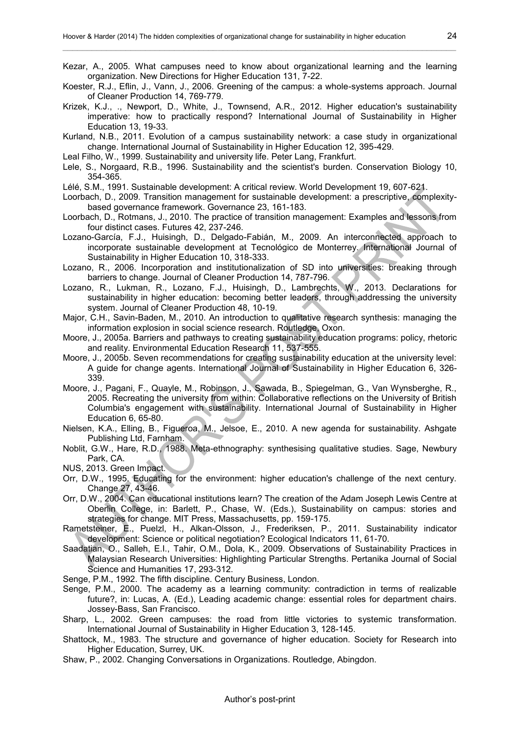Kezar, A., 2005. What campuses need to know about organizational learning and the learning organization. New Directions for Higher Education 131, 7-22.

Koester, R.J., Eflin, J., Vann, J., 2006. Greening of the campus: a whole-systems approach. Journal of Cleaner Production 14, 769-779.

Krizek, K.J., ., Newport, D., White, J., Townsend, A.R., 2012. Higher education's sustainability imperative: how to practically respond? International Journal of Sustainability in Higher Education 13, 19-33.

Kurland, N.B., 2011. Evolution of a campus sustainability network: a case study in organizational change. International Journal of Sustainability in Higher Education 12, 395-429.

Leal Filho, W., 1999. Sustainability and university life. Peter Lang, Frankfurt.

Lele, S., Norgaard, R.B., 1996. Sustainability and the scientist's burden. Conservation Biology 10, 354-365.

Lélé, S.M., 1991. Sustainable development: A critical review. World Development 19, 607-621.

Loorbach, D., 2009. Transition management for sustainable development: a prescriptive, complexity-based governance framework. Governance 23, 161-183.

Loorbach, D., Rotmans, J., 2010. The practice of transition management: Examples and lessons from four distinct cases. Futures 42, 237-246.

Lozano-García, F.J., Huisingh, D., Delgado-Fabián, M., 2009. An interconnected approach to incorporate sustainable development at Tecnológico de Monterrey. International Journal of Sustainability in Higher Education 10, 318-333.

Lozano, R., 2006. Incorporation and institutionalization of SD into universities: breaking through barriers to change. Journal of Cleaner Production 14, 787-796.

Lozano, R., Lukman, R., Lozano, F.J., Huisingh, D., Lambrechts, W., 2013. Declarations for sustainability in higher education: becoming better leaders, through addressing the university system. Journal of Cleaner Production 48, 10-19.

Major, C.H., Savin-Baden, M., 2010. An introduction to qualitative research synthesis: managing the information explosion in social science research. Routledge, Oxon.

Moore, J., 2005a. Barriers and pathways to creating sustainability education programs: policy, rhetoric and reality. Environmental Education Research 11, 537-555.

Moore, J., 2005b. Seven recommendations for creating sustainability education at the university level: A guide for change agents. International Journal of Sustainability in Higher Education 6, 326-339.

Moore, J., Pagani, F., Quayle, M., Robinson, J., Sawada, B., Spiegelman, G., Van Wynsberghe, R., 2005. Recreating the university from within: Collaborative reflections on the University of British Columbia's engagement with sustainability. International Journal of Sustainability in Higher Education 6, 65-80.

Nielsen, K.A., Elling, B., Figueroa, M., Jelsoe, E., 2010. A new agenda for sustainability. Ashgate Publishing Ltd, Farnham.

Noblit, G.W., Hare, R.D., 1988. Meta-ethnography: synthesising qualitative studies. Sage, Newbury Park, CA.

NUS, 2013. Green Impact.

Orr, D.W., 1995. Educating for the environment: higher education's challenge of the next century. Change 27, 43-46.

Orr, D.W., 2004. Can educational institutions learn? The creation of the Adam Joseph Lewis Centre at Oberlin College, in: Barlett, P., Chase, W. (Eds.), Sustainability on campus: stories and strategies for change. MIT Press, Massachusetts, pp. 159-175.

Rametsteiner, E., Puelzl, H., Alkan-Olsson, J., Frederiksen, P., 2011. Sustainability indicator development: Science or political negotiation? Ecological Indicators 11, 61-70.

Saadatian, O., Salleh, E.I., Tahir, O.M., Dola, K., 2009. Observations of Sustainability Practices in Malaysian Research Universities: Highlighting Particular Strengths. Pertanika Journal of Social Science and Humanities 17, 293-312.

Senge, P.M., 1992. The fifth discipline. Century Business, London.

Senge, P.M., 2000. The academy as a learning community: contradiction in terms of realizable future?, in: Lucas, A. (Ed.), Leading academic change: essential roles for department chairs. Jossey-Bass, San Francisco.

Sharp, L., 2002. Green campuses: the road from little victories to systemic transformation. International Journal of Sustainability in Higher Education 3, 128-145.

Shattock, M., 1983. The structure and governance of higher education. Society for Research into Higher Education, Surrey, UK.

Shaw, P., 2002. Changing Conversations in Organizations. Routledge, Abingdon.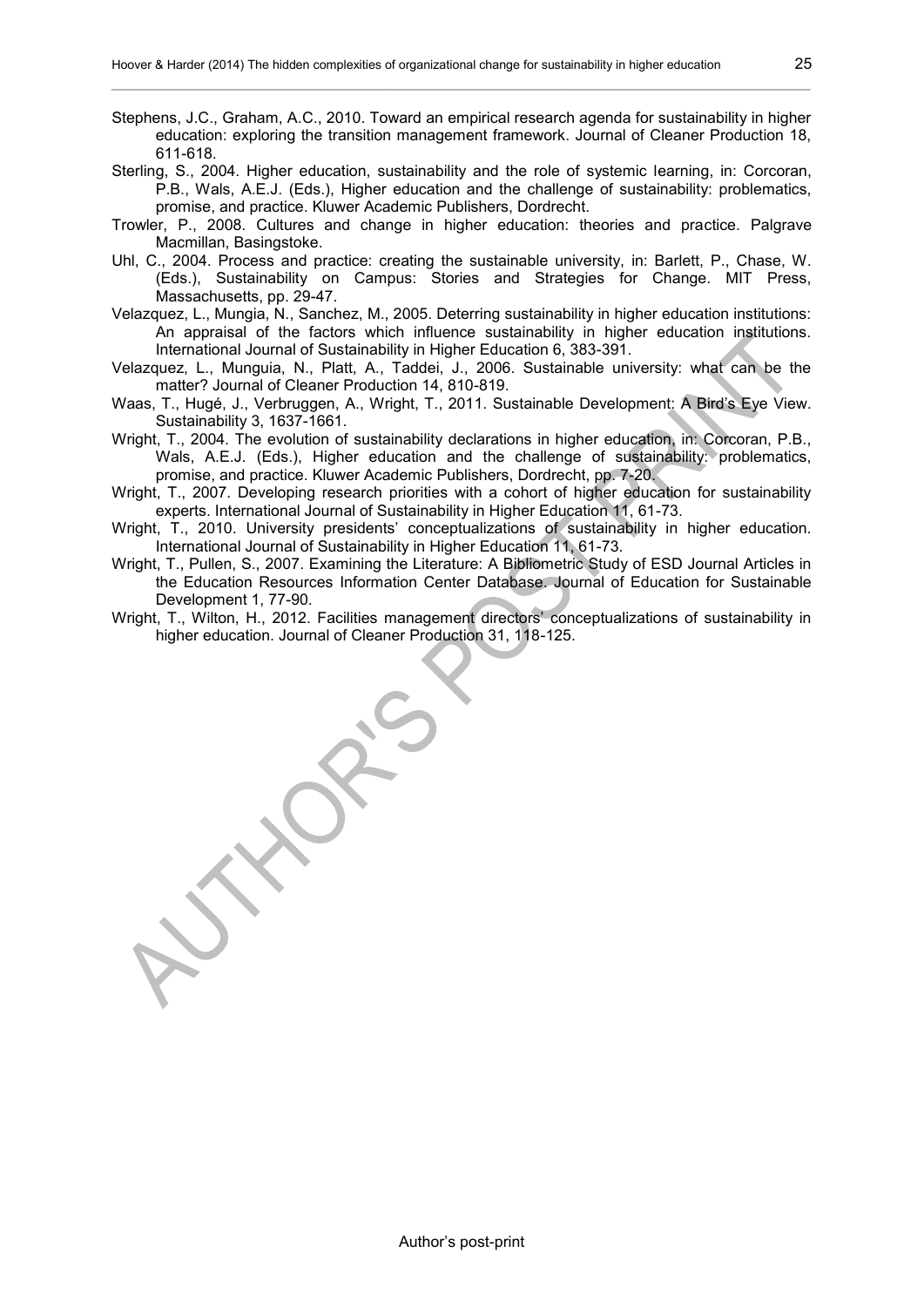Stephens, J.C., Graham, A.C., 2010. Toward an empirical research agenda for sustainability in higher education: exploring the transition management framework. Journal of Cleaner Production 18, 611-618.

Sterling, S., 2004. Higher education, sustainability and the role of systemic learning, in: Corcoran, P.B., Wals, A.E.J. (Eds.), Higher education and the challenge of sustainability: problematics, promise, and practice. Kluwer Academic Publishers, Dordrecht.

Trowler, P., 2008. Cultures and change in higher education: theories and practice. Palgrave Macmillan, Basingstoke.

Uhl, C., 2004. Process and practice: creating the sustainable university, in: Barlett, P., Chase, W. (Eds.), Sustainability on Campus: Stories and Strategies for Change. MIT Press, Massachusetts, pp. 29-47.

Velazquez, L., Mungia, N., Sanchez, M., 2005. Deterring sustainability in higher education institutions: An appraisal of the factors which influence sustainability in higher education institutions. International Journal of Sustainability in Higher Education 6, 383-391.

Velazquez, L., Munguia, N., Platt, A., Taddei, J., 2006. Sustainable university: what can be the matter? Journal of Cleaner Production 14, 810-819.

Waas, T., Hugé, J., Verbruggen, A., Wright, T., 2011. Sustainable Development: A Bird's Eye View. Sustainability 3, 1637-1661.

Wright, T., 2004. The evolution of sustainability declarations in higher education, in: Corcoran, P.B., Wals, A.E.J. (Eds.), Higher education and the challenge of sustainability: problematics, promise, and practice. Kluwer Academic Publishers, Dordrecht, pp. 7-20.

Wright, T., 2007. Developing research priorities with a cohort of higher education for sustainability experts. International Journal of Sustainability in Higher Education 11, 61-73.

Wright, T., 2010. University presidents' conceptualizations of sustainability in higher education. International Journal of Sustainability in Higher Education 11, 61-73.

Wright, T., Pullen, S., 2007. Examining the Literature: A Bibliometric Study of ESD Journal Articles in the Education Resources Information Center Database. Journal of Education for Sustainable Development 1, 77-90.

Wright, T., Wilton, H., 2012. Facilities management directors' conceptualizations of sustainability in higher education. Journal of Cleaner Production 31, 118-125.